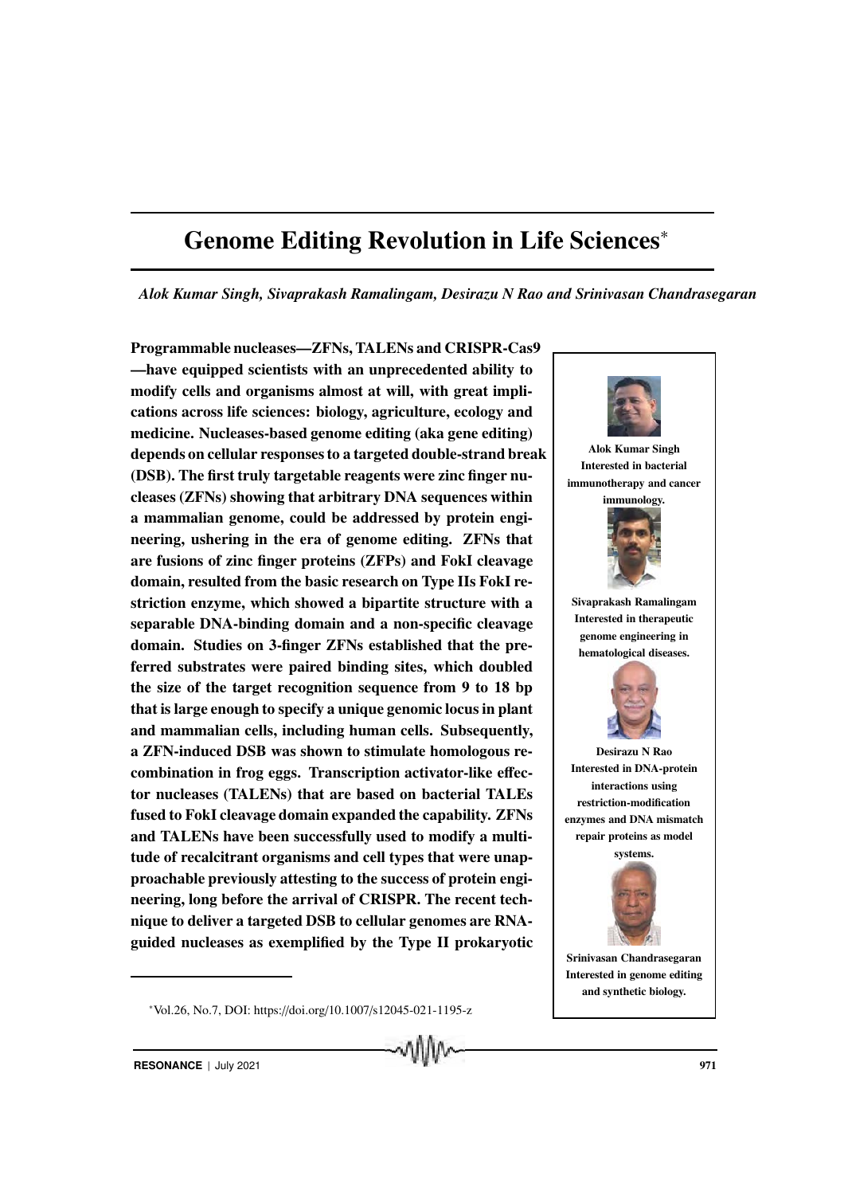# Genome Editing Revolution in Life Sciences*

*Alok Kumar Singh, Sivaprakash Ramalingam, Desirazu N Rao and Srinivasan Chandrasegaran*

**Programmable nucleases—ZFNs, TALENs and CRISPR-Cas9—have equipped scientists with an unprecedented ability to modify cells and organisms almost at will, with great implications across life sciences: biology, agriculture, ecology and medicine. Nucleases-based genome editing (aka gene editing) depends on cellular responses to a targeted double-strand break (DSB). The first truly targetable reagents were zinc finger nucleases (ZFNs) showing that arbitrary DNA sequences within a mammalian genome, could be addressed by protein engineering, ushering in the era of genome editing. ZFNs that are fusions of zinc finger proteins (ZFPs) and FokI cleavage domain, resulted from the basic research on Type IIs FokI restriction enzyme, which showed a bipartite structure with a separable DNA-binding domain and a non-specific cleavage domain. Studies on 3-finger ZFNs established that the preferred substrates were paired binding sites, which doubled the size of the target recognition sequence from 9 to 18 bp that is large enough to specify a unique genomic locus in plant and mammalian cells, including human cells. Subsequently, a ZFN-induced DSB was shown to stimulate homologous recombination in frog eggs. Transcription activator-like effector nucleases (TALENs) that are based on bacterial TALEs fused to FokI cleavage domain expanded the capability. ZFNs and TALENs have been successfully used to modify a multitude of recalcitrant organisms and cell types that were unapproachable previously attesting to the success of protein engineering, long before the arrival of CRISPR. The recent technique to deliver a targeted DSB to cellular genomes are RNA-guided nucleases as exemplified by the Type II prokaryotic**

**Alok Kumar Singh**
**Interested in bacterial immunotherapy and cancer immunology.**

**Sivaprakash Ramalingam**
**Interested in therapeutic genome engineering in hematological diseases.**

**Desirazu N Rao**
**Interested in DNA-protein interactions using restriction-modification enzymes and DNA mismatch repair proteins as model systems.**

**Srinivasan Chandrasegaran**
**Interested in genome editing and synthetic biology.**

*Vol.26, No.7, DOI: https://doi.org/10.1007/s12045-021-1195-z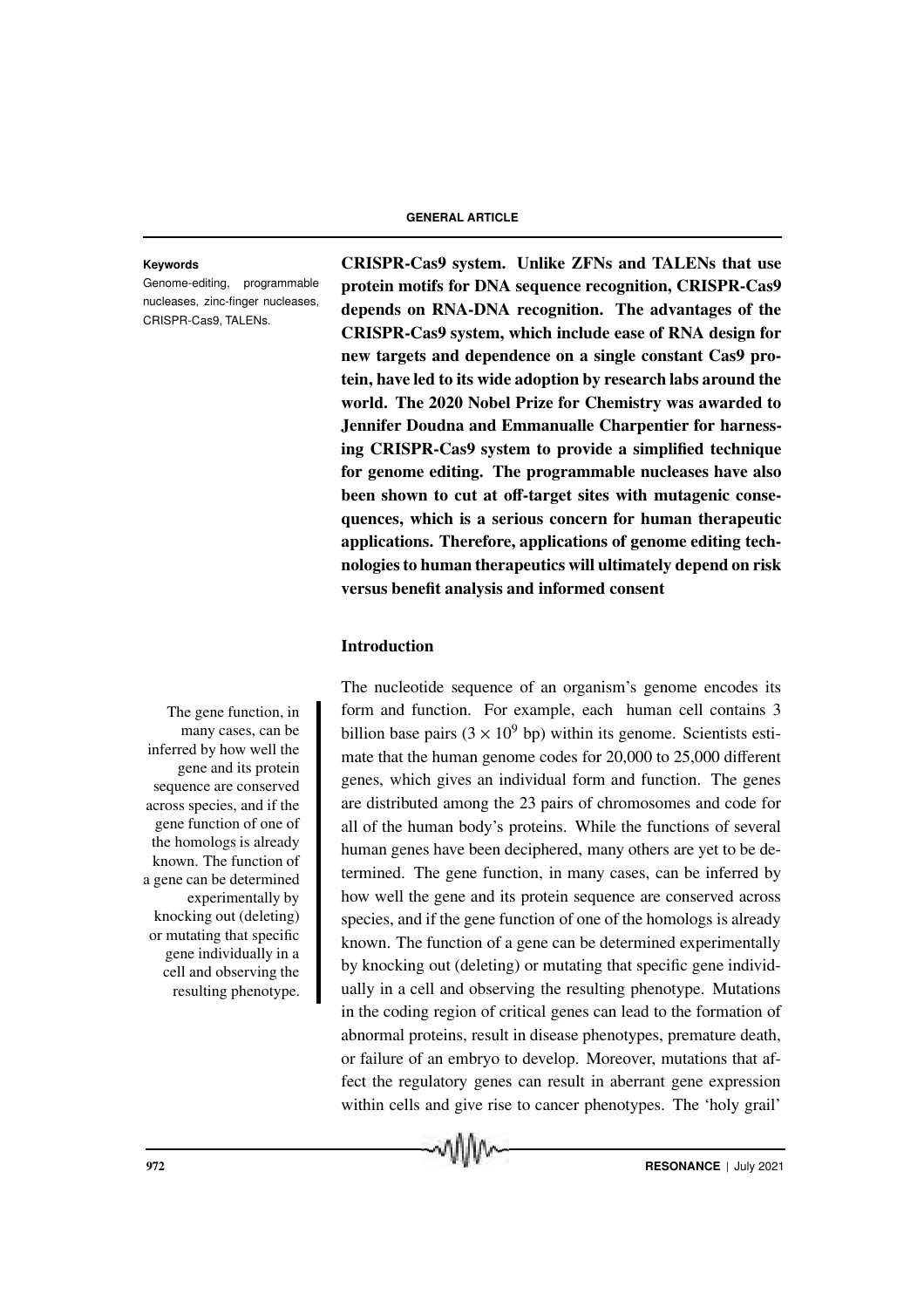**Keywords**

Genome-editing, programmable nucleases, zinc-finger nucleases, CRISPR-Cas9, TALENs.

**CRISPR-Cas9 system. Unlike ZFNs and TALENs that use protein motifs for DNA sequence recognition, CRISPR-Cas9 depends on RNA-DNA recognition. The advantages of the CRISPR-Cas9 system, which include ease of RNA design for new targets and dependence on a single constant Cas9 protein, have led to its wide adoption by research labs around the world. The 2020 Nobel Prize for Chemistry was awarded to Jennifer Doudna and Emmanualle Charpentier for harnessing CRISPR-Cas9 system to provide a simplified technique for genome editing. The programmable nucleases have also been shown to cut at off-target sites with mutagenic consequences, which is a serious concern for human therapeutic applications. Therefore, applications of genome editing technologies to human therapeutics will ultimately depend on risk versus benefit analysis and informed consent**

## Introduction

The nucleotide sequence of an organism's genome encodes its form and function. For example, each human cell contains 3 billion base pairs ($3 \times 10^9$ bp) within its genome. Scientists estimate that the human genome codes for 20,000 to 25,000 different genes, which gives an individual form and function. The genes are distributed among the 23 pairs of chromosomes and code for all of the human body's proteins. While the functions of several human genes have been deciphered, many others are yet to be determined. The gene function, in many cases, can be inferred by how well the gene and its protein sequence are conserved across species, and if the gene function of one of the homologs is already known. The function of a gene can be determined experimentally by knocking out (deleting) or mutating that specific gene individually in a cell and observing the resulting phenotype. Mutations in the coding region of critical genes can lead to the formation of abnormal proteins, result in disease phenotypes, premature death, or failure of an embryo to develop. Moreover, mutations that affect the regulatory genes can result in aberrant gene expression within cells and give rise to cancer phenotypes. The 'holy grail'

> The gene function, in many cases, can be inferred by how well the gene and its protein sequence are conserved across species, and if the gene function of one of the homologs is already known. The function of a gene can be determined experimentally by knocking out (deleting) or mutating that specific gene individually in a cell and observing the resulting phenotype.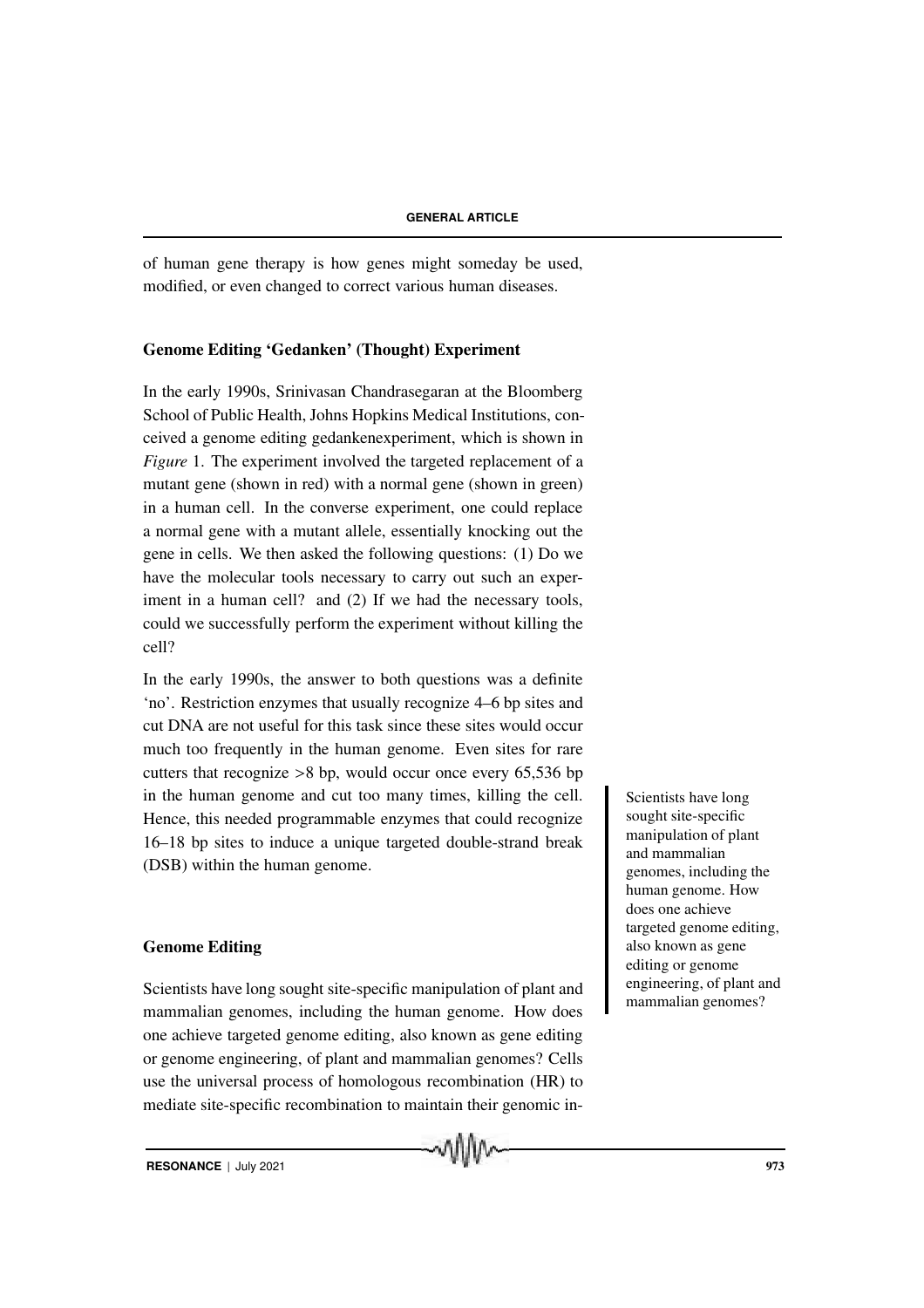of human gene therapy is how genes might someday be used, modified, or even changed to correct various human diseases.

## Genome Editing 'Gedanken' (Thought) Experiment

In the early 1990s, Srinivasan Chandrasegaran at the Bloomberg School of Public Health, Johns Hopkins Medical Institutions, conceived a genome editing gedankenexperiment, which is shown in *Figure* 1. The experiment involved the targeted replacement of a mutant gene (shown in red) with a normal gene (shown in green) in a human cell. In the converse experiment, one could replace a normal gene with a mutant allele, essentially knocking out the gene in cells. We then asked the following questions: (1) Do we have the molecular tools necessary to carry out such an experiment in a human cell? and (2) If we had the necessary tools, could we successfully perform the experiment without killing the cell?

In the early 1990s, the answer to both questions was a definite 'no'. Restriction enzymes that usually recognize 4–6 bp sites and cut DNA are not useful for this task since these sites would occur much too frequently in the human genome. Even sites for rare cutters that recognize >8 bp, would occur once every 65,536 bp in the human genome and cut too many times, killing the cell. Hence, this needed programmable enzymes that could recognize 16–18 bp sites to induce a unique targeted double-strand break (DSB) within the human genome.

> Scientists have long sought site-specific manipulation of plant and mammalian genomes, including the human genome. How does one achieve targeted genome editing, also known as gene editing or genome engineering, of plant and mammalian genomes?

## Genome Editing

Scientists have long sought site-specific manipulation of plant and mammalian genomes, including the human genome. How does one achieve targeted genome editing, also known as gene editing or genome engineering, of plant and mammalian genomes? Cells use the universal process of homologous recombination (HR) to mediate site-specific recombination to maintain their genomic in-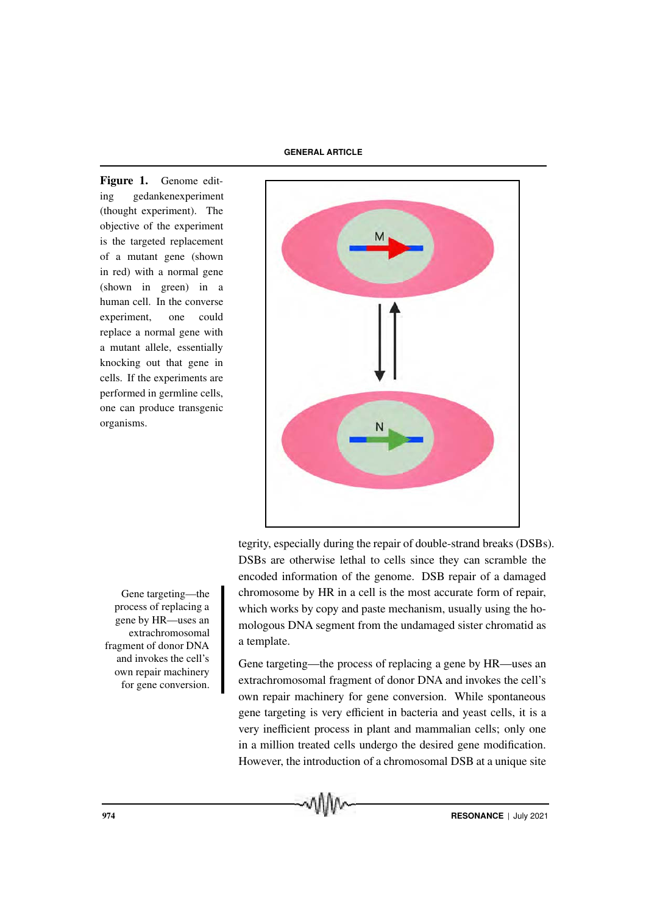**Figure 1.** Genome editing gedankenexperiment (thought experiment). The objective of the experiment is the targeted replacement of a mutant gene (shown in red) with a normal gene (shown in green) in a human cell. In the converse experiment, one could replace a normal gene with a mutant allele, essentially knocking out that gene in cells. If the experiments are performed in germline cells, one can produce transgenic organisms.

tegrity, especially during the repair of double-strand breaks (DSBs). DSBs are otherwise lethal to cells since they can scramble the encoded information of the genome. DSB repair of a damaged chromosome by HR in a cell is the most accurate form of repair, which works by copy and paste mechanism, usually using the homologous DNA segment from the undamaged sister chromatid as a template.

Gene targeting—the process of replacing a gene by HR—uses an extrachromosomal fragment of donor DNA and invokes the cell's own repair machinery for gene conversion.

Gene targeting—the process of replacing a gene by HR—uses an extrachromosomal fragment of donor DNA and invokes the cell's own repair machinery for gene conversion. While spontaneous gene targeting is very efficient in bacteria and yeast cells, it is a very inefficient process in plant and mammalian cells; only one in a million treated cells undergo the desired gene modification. However, the introduction of a chromosomal DSB at a unique site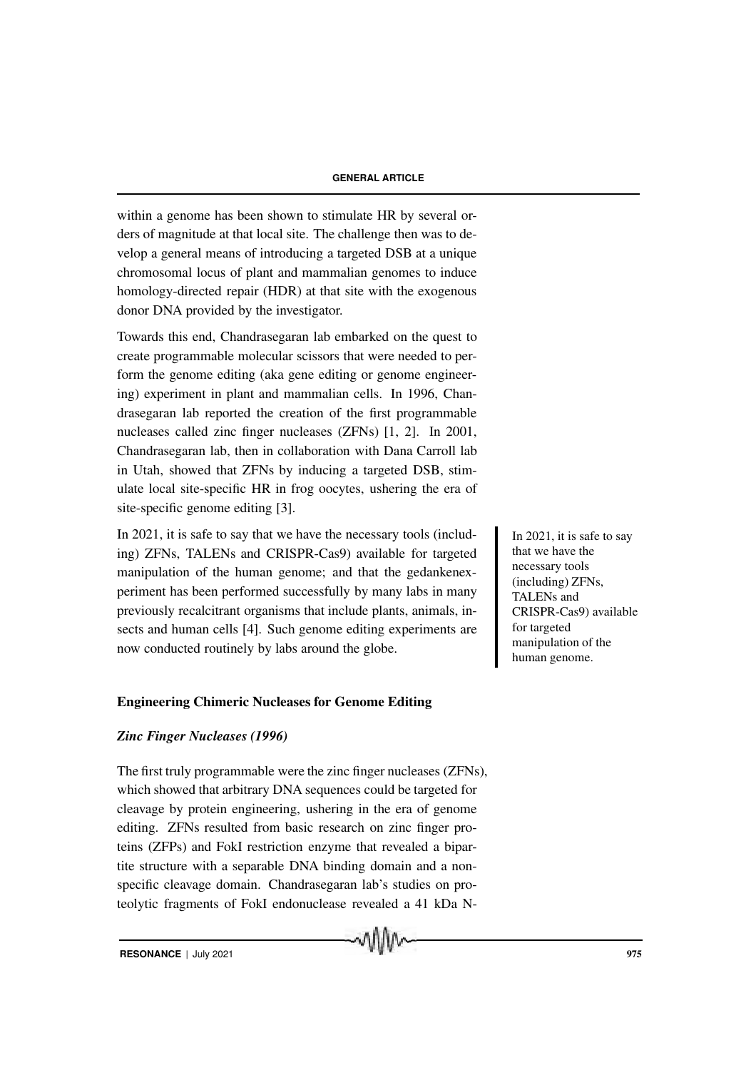within a genome has been shown to stimulate HR by several orders of magnitude at that local site. The challenge then was to develop a general means of introducing a targeted DSB at a unique chromosomal locus of plant and mammalian genomes to induce homology-directed repair (HDR) at that site with the exogenous donor DNA provided by the investigator.

Towards this end, Chandrasegaran lab embarked on the quest to create programmable molecular scissors that were needed to perform the genome editing (aka gene editing or genome engineering) experiment in plant and mammalian cells. In 1996, Chandrasegaran lab reported the creation of the first programmable nucleases called zinc finger nucleases (ZFNs) [1, 2]. In 2001, Chandrasegaran lab, then in collaboration with Dana Carroll lab in Utah, showed that ZFNs by inducing a targeted DSB, stimulate local site-specific HR in frog oocytes, ushering the era of site-specific genome editing [3].

In 2021, it is safe to say that we have the necessary tools (including) ZFNs, TALENs and CRISPR-Cas9) available for targeted manipulation of the human genome; and that the gedankenexperiment has been performed successfully by many labs in many previously recalcitrant organisms that include plants, animals, insects and human cells [4]. Such genome editing experiments are now conducted routinely by labs around the globe.

> In 2021, it is safe to say that we have the necessary tools (including) ZFNs, TALENs and CRISPR-Cas9) available for targeted manipulation of the human genome.

## Engineering Chimeric Nucleases for Genome Editing

### *Zinc Finger Nucleases (1996)*

The first truly programmable were the zinc finger nucleases (ZFNs), which showed that arbitrary DNA sequences could be targeted for cleavage by protein engineering, ushering in the era of genome editing. ZFNs resulted from basic research on zinc finger proteins (ZFPs) and FokI restriction enzyme that revealed a bipartite structure with a separable DNA binding domain and a nonspecific cleavage domain. Chandrasegaran lab's studies on proteolytic fragments of FokI endonuclease revealed a 41 kDa N-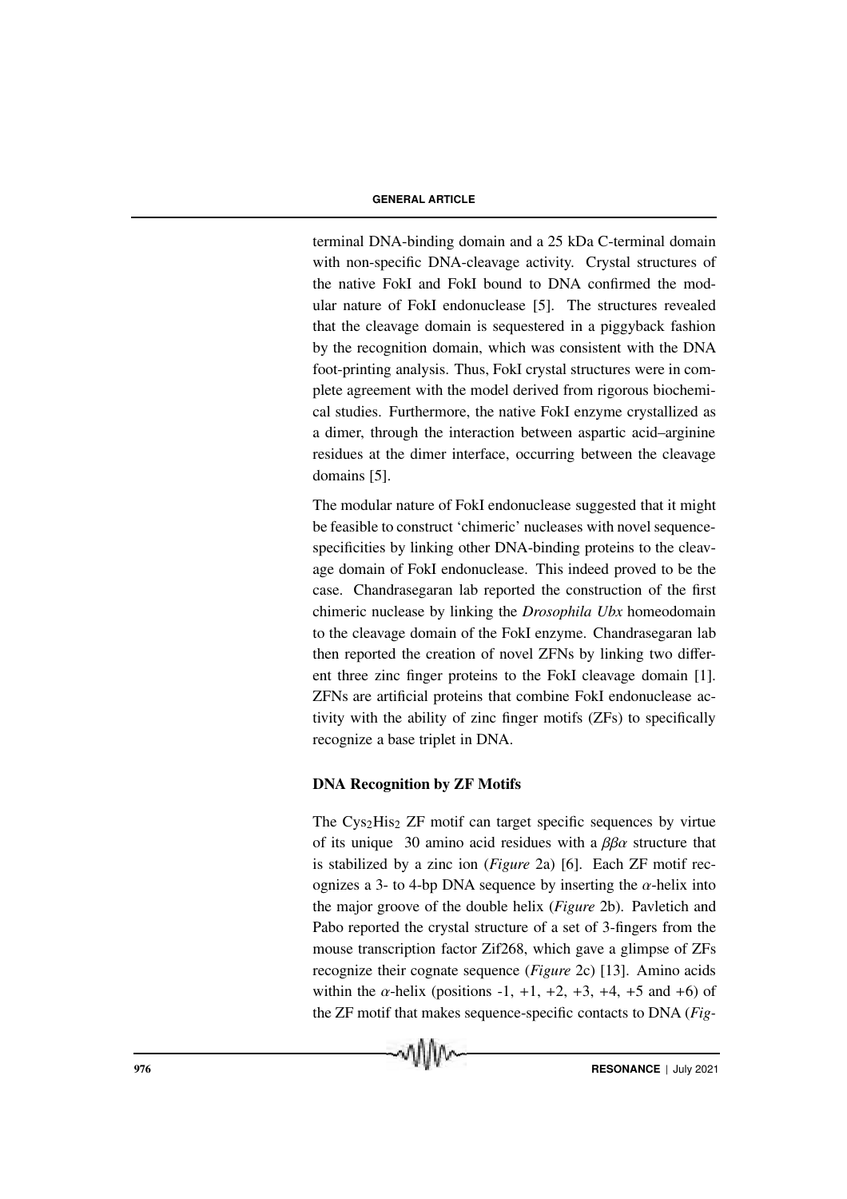terminal DNA-binding domain and a 25 kDa C-terminal domain with non-specific DNA-cleavage activity. Crystal structures of the native FokI and FokI bound to DNA confirmed the modular nature of FokI endonuclease [5]. The structures revealed that the cleavage domain is sequestered in a piggyback fashion by the recognition domain, which was consistent with the DNA foot-printing analysis. Thus, FokI crystal structures were in complete agreement with the model derived from rigorous biochemical studies. Furthermore, the native FokI enzyme crystallized as a dimer, through the interaction between aspartic acid–arginine residues at the dimer interface, occurring between the cleavage domains [5].

The modular nature of FokI endonuclease suggested that it might be feasible to construct 'chimeric' nucleases with novel sequence-specificities by linking other DNA-binding proteins to the cleavage domain of FokI endonuclease. This indeed proved to be the case. Chandrasegaran lab reported the construction of the first chimeric nuclease by linking the *Drosophila Ubx* homeodomain to the cleavage domain of the FokI enzyme. Chandrasegaran lab then reported the creation of novel ZFNs by linking two different three zinc finger proteins to the FokI cleavage domain [1]. ZFNs are artificial proteins that combine FokI endonuclease activity with the ability of zinc finger motifs (ZFs) to specifically recognize a base triplet in DNA.

### DNA Recognition by ZF Motifs

The $Cys_2His_2$ ZF motif can target specific sequences by virtue of its unique 30 amino acid residues with a $\beta\beta\alpha$ structure that is stabilized by a zinc ion (*Figure* 2a) [6]. Each ZF motif recognizes a 3- to 4-bp DNA sequence by inserting the $\alpha$-helix into the major groove of the double helix (*Figure* 2b). Pavletich and Pabo reported the crystal structure of a set of 3-fingers from the mouse transcription factor Zif268, which gave a glimpse of ZFs recognize their cognate sequence (*Figure* 2c) [13]. Amino acids within the $\alpha$-helix (positions -1, +1, +2, +3, +4, +5 and +6) of the ZF motif that makes sequence-specific contacts to DNA (*Fig-*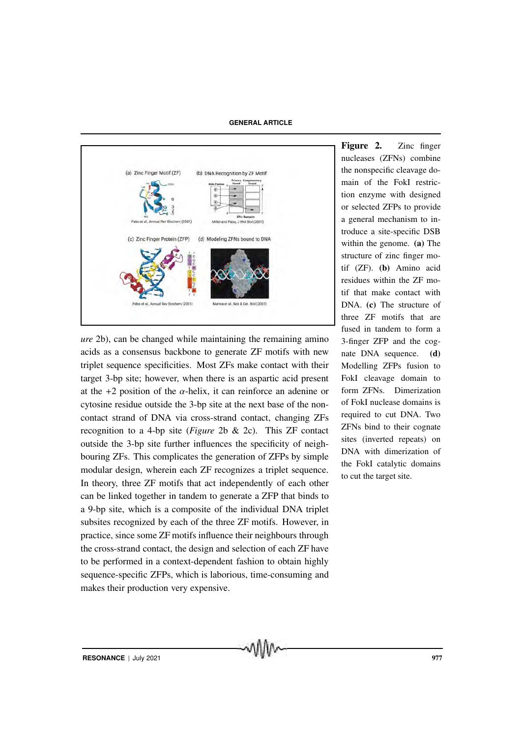*ure* 2b), can be changed while maintaining the remaining amino acids as a consensus backbone to generate ZF motifs with new triplet sequence specificities. Most ZFs make contact with their target 3-bp site; however, when there is an aspartic acid present at the +2 position of the $\alpha$-helix, it can reinforce an adenine or cytosine residue outside the 3-bp site at the next base of the non-contact strand of DNA via cross-strand contact, changing ZFs recognition to a 4-bp site (*Figure* 2b & 2c). This ZF contact outside the 3-bp site further influences the specificity of neighbouring ZFs. This complicates the generation of ZFPs by simple modular design, wherein each ZF recognizes a triplet sequence. In theory, three ZF motifs that act independently of each other can be linked together in tandem to generate a ZFP that binds to a 9-bp site, which is a composite of the individual DNA triplet subsites recognized by each of the three ZF motifs. However, in practice, since some ZF motifs influence their neighbours through the cross-strand contact, the design and selection of each ZF have to be performed in a context-dependent fashion to obtain highly sequence-specific ZFPs, which is laborious, time-consuming and makes their production very expensive.

**Figure 2.** Zinc finger nucleases (ZFNs) combine the nonspecific cleavage domain of the FokI restriction enzyme with designed or selected ZFPs to provide a general mechanism to introduce a site-specific DSB within the genome. **(a)** The structure of zinc finger motif (ZF). **(b)** Amino acid residues within the ZF motif that make contact with DNA. **(c)** The structure of three ZF motifs that are fused in tandem to form a 3-finger ZFP and the cognate DNA sequence. **(d)** Modelling ZFPs fusion to FokI cleavage domain to form ZFNs. Dimerization of FokI nuclease domains is required to cut DNA. Two ZFNs bind to their cognate sites (inverted repeats) on DNA with dimerization of the FokI catalytic domains to cut the target site.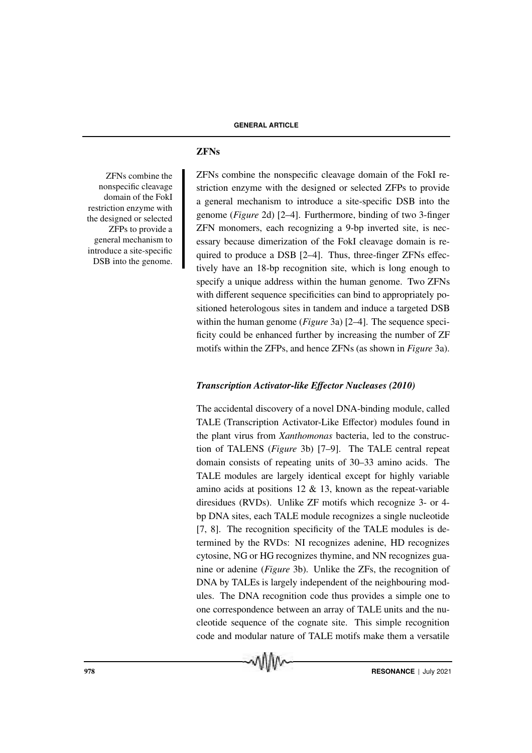### ZFNs

> ZFNs combine the nonspecific cleavage domain of the FokI restriction enzyme with the designed or selected ZFPs to provide a general mechanism to introduce a site-specific DSB into the genome.

ZFNs combine the nonspecific cleavage domain of the FokI restriction enzyme with the designed or selected ZFPs to provide a general mechanism to introduce a site-specific DSB into the genome (*Figure* 2d) [2–4]. Furthermore, binding of two 3-finger ZFN monomers, each recognizing a 9-bp inverted site, is necessary because dimerization of the FokI cleavage domain is required to produce a DSB [2–4]. Thus, three-finger ZFNs effectively have an 18-bp recognition site, which is long enough to specify a unique address within the human genome. Two ZFNs with different sequence specificities can bind to appropriately positioned heterologous sites in tandem and induce a targeted DSB within the human genome (*Figure* 3a) [2–4]. The sequence specificity could be enhanced further by increasing the number of ZF motifs within the ZFPs, and hence ZFNs (as shown in *Figure* 3a).

### *Transcription Activator-like Effector Nucleases (2010)*

The accidental discovery of a novel DNA-binding module, called TALE (Transcription Activator-Like Effector) modules found in the plant virus from *Xanthomonas* bacteria, led to the construction of TALENS (*Figure* 3b) [7–9]. The TALE central repeat domain consists of repeating units of 30–33 amino acids. The TALE modules are largely identical except for highly variable amino acids at positions 12 & 13, known as the repeat-variable diresidues (RVDs). Unlike ZF motifs which recognize 3- or 4-bp DNA sites, each TALE module recognizes a single nucleotide [7, 8]. The recognition specificity of the TALE modules is determined by the RVDs: NI recognizes adenine, HD recognizes cytosine, NG or HG recognizes thymine, and NN recognizes guanine or adenine (*Figure* 3b). Unlike the ZFs, the recognition of DNA by TALEs is largely independent of the neighbouring modules. The DNA recognition code thus provides a simple one to one correspondence between an array of TALE units and the nucleotide sequence of the cognate site. This simple recognition code and modular nature of TALE motifs make them a versatile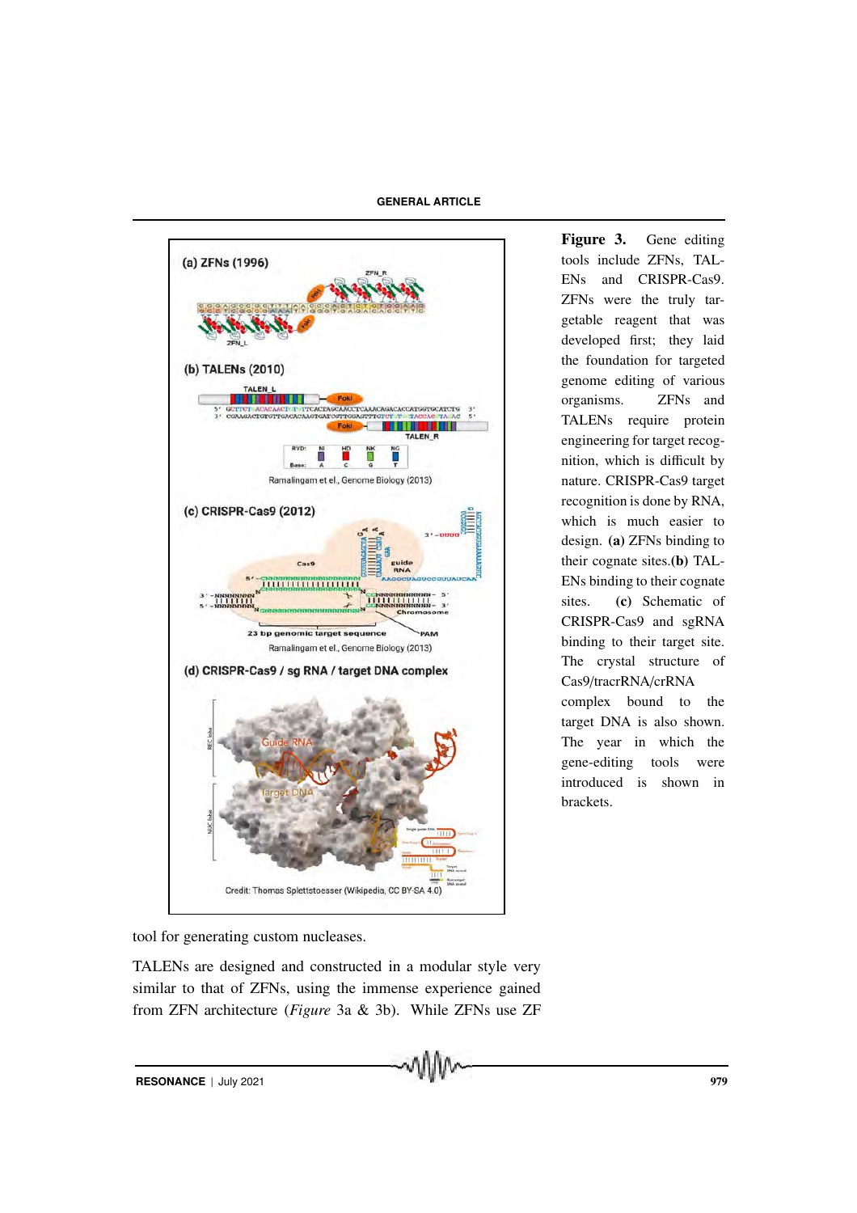**Figure 3.** Gene editing tools include ZFNs, TALENs and CRISPR-Cas9. ZFNs were the truly targetable reagent that was developed first; they laid the foundation for targeted genome editing of various organisms. ZFNs and TALENs require protein engineering for target recognition, which is difficult by nature. CRISPR-Cas9 target recognition is done by RNA, which is much easier to design. **(a)** ZFNs binding to their cognate sites.**(b)** TALENs binding to their cognate sites. **(c)** Schematic of CRISPR-Cas9 and sgRNA binding to their target site. The crystal structure of Cas9/tracrRNA/crRNA complex bound to the target DNA is also shown. The year in which the gene-editing tools were introduced is shown in brackets.

tool for generating custom nucleases.

TALENs are designed and constructed in a modular style very similar to that of ZFNs, using the immense experience gained from ZFN architecture (*Figure* 3a & 3b). While ZFNs use ZF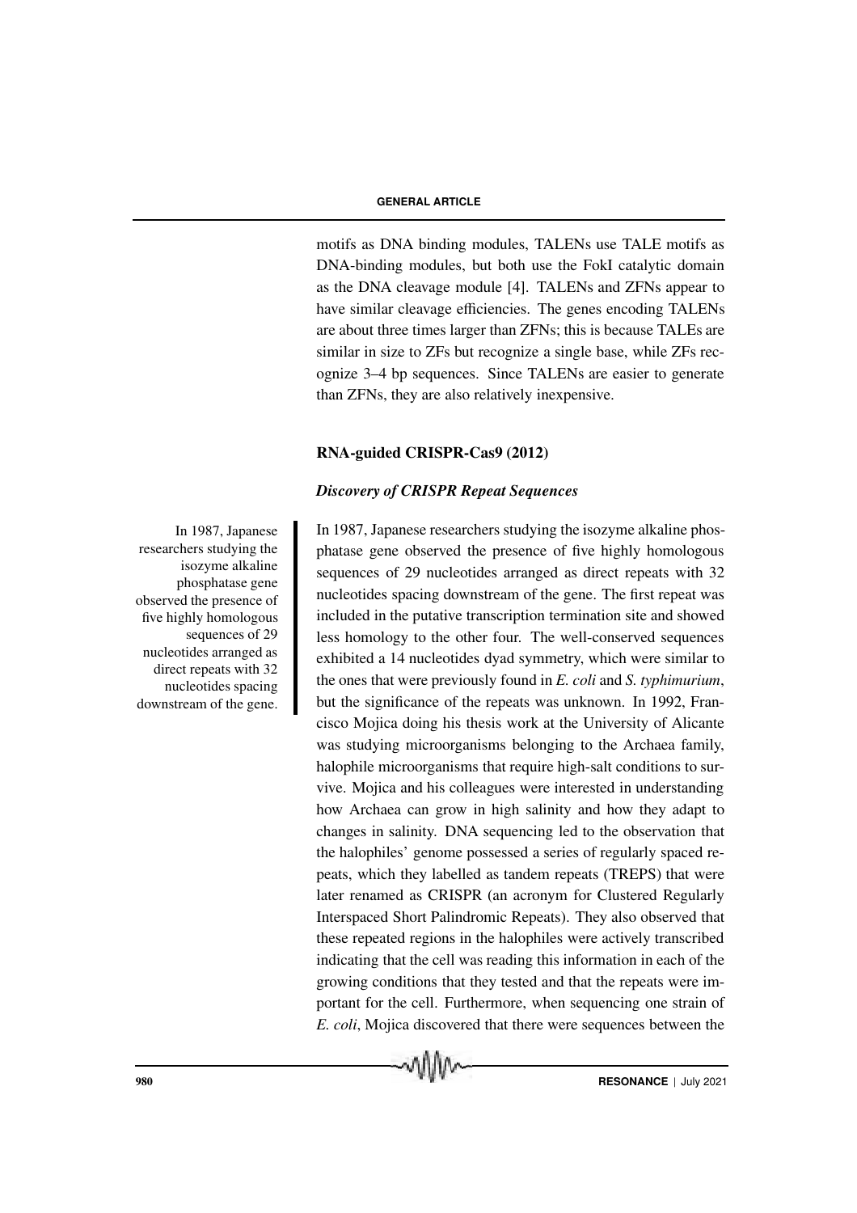motifs as DNA binding modules, TALENs use TALE motifs as DNA-binding modules, but both use the FokI catalytic domain as the DNA cleavage module [4]. TALENs and ZFNs appear to have similar cleavage efficiencies. The genes encoding TALENs are about three times larger than ZFNs; this is because TALEs are similar in size to ZFs but recognize a single base, while ZFs recognize 3–4 bp sequences. Since TALENs are easier to generate than ZFNs, they are also relatively inexpensive.

## RNA-guided CRISPR-Cas9 (2012)

### *Discovery of CRISPR Repeat Sequences*

In 1987, Japanese researchers studying the isozyme alkaline phosphatase gene observed the presence of five highly homologous sequences of 29 nucleotides arranged as direct repeats with 32 nucleotides spacing downstream of the gene.

In 1987, Japanese researchers studying the isozyme alkaline phosphatase gene observed the presence of five highly homologous sequences of 29 nucleotides arranged as direct repeats with 32 nucleotides spacing downstream of the gene. The first repeat was included in the putative transcription termination site and showed less homology to the other four. The well-conserved sequences exhibited a 14 nucleotides dyad symmetry, which were similar to the ones that were previously found in *E. coli* and *S. typhimurium*, but the significance of the repeats was unknown. In 1992, Francisco Mojica doing his thesis work at the University of Alicante was studying microorganisms belonging to the Archaea family, halophile microorganisms that require high-salt conditions to survive. Mojica and his colleagues were interested in understanding how Archaea can grow in high salinity and how they adapt to changes in salinity. DNA sequencing led to the observation that the halophiles' genome possessed a series of regularly spaced repeats, which they labelled as tandem repeats (TREPS) that were later renamed as CRISPR (an acronym for Clustered Regularly Interspaced Short Palindromic Repeats). They also observed that these repeated regions in the halophiles were actively transcribed indicating that the cell was reading this information in each of the growing conditions that they tested and that the repeats were important for the cell. Furthermore, when sequencing one strain of *E. coli*, Mojica discovered that there were sequences between the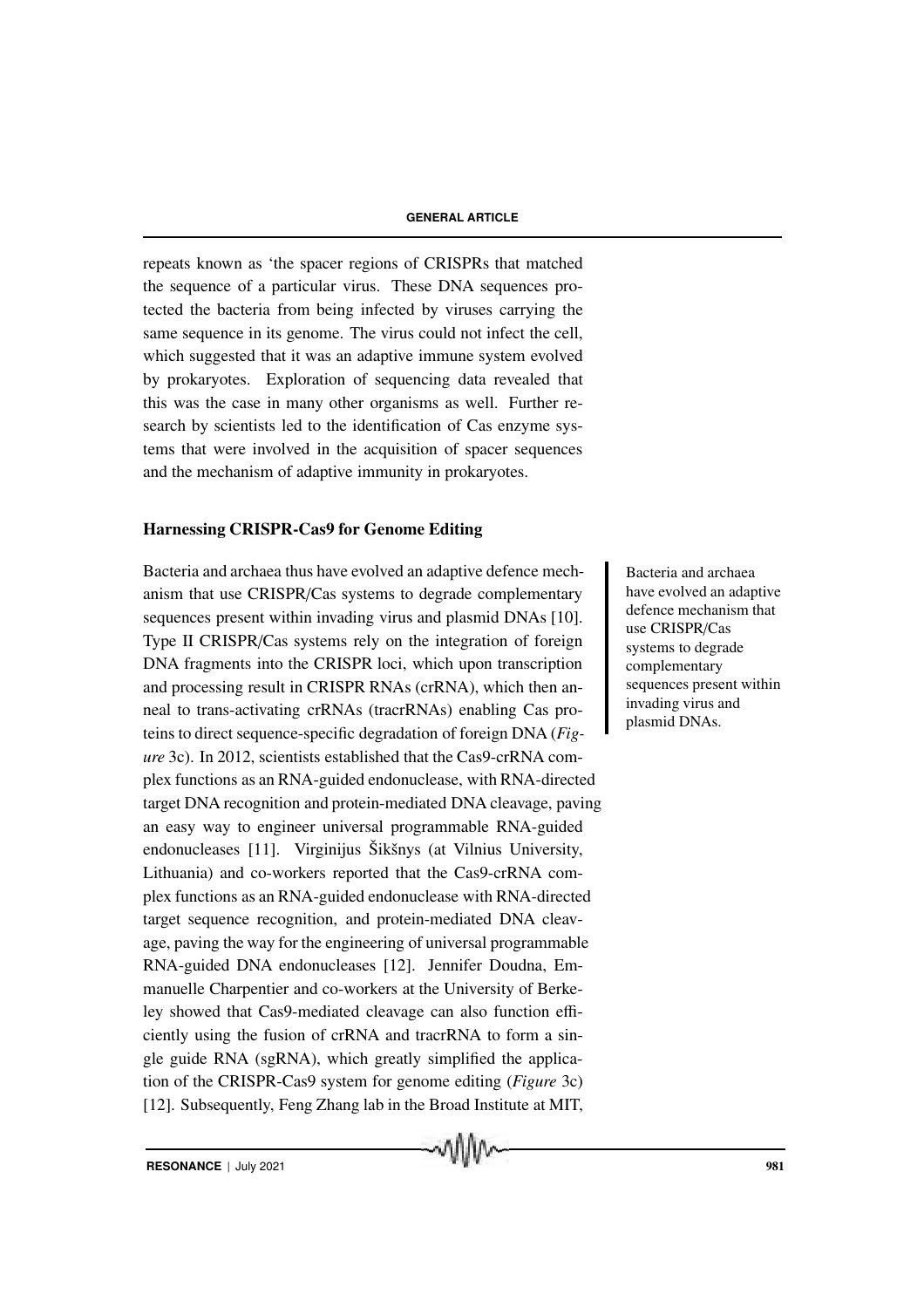repeats known as 'the spacer regions of CRISPRs that matched the sequence of a particular virus. These DNA sequences protected the bacteria from being infected by viruses carrying the same sequence in its genome. The virus could not infect the cell, which suggested that it was an adaptive immune system evolved by prokaryotes. Exploration of sequencing data revealed that this was the case in many other organisms as well. Further research by scientists led to the identification of Cas enzyme systems that were involved in the acquisition of spacer sequences and the mechanism of adaptive immunity in prokaryotes.

## Harnessing CRISPR-Cas9 for Genome Editing

Bacteria and archaea thus have evolved an adaptive defence mechanism that use CRISPR/Cas systems to degrade complementary sequences present within invading virus and plasmid DNAs [10]. Type II CRISPR/Cas systems rely on the integration of foreign DNA fragments into the CRISPR loci, which upon transcription and processing result in CRISPR RNAs (crRNA), which then anneal to trans-activating crRNAs (tracrRNAs) enabling Cas proteins to direct sequence-specific degradation of foreign DNA (*Figure* 3c). In 2012, scientists established that the Cas9-crRNA complex functions as an RNA-guided endonuclease, with RNA-directed target DNA recognition and protein-mediated DNA cleavage, paving an easy way to engineer universal programmable RNA-guided endonucleases [11]. Virginijus Šikšnys (at Vilnius University, Lithuania) and co-workers reported that the Cas9-crRNA complex functions as an RNA-guided endonuclease with RNA-directed target sequence recognition, and protein-mediated DNA cleavage, paving the way for the engineering of universal programmable RNA-guided DNA endonucleases [12]. Jennifer Doudna, Emmanuelle Charpentier and co-workers at the University of Berkeley showed that Cas9-mediated cleavage can also function efficiently using the fusion of crRNA and tracrRNA to form a single guide RNA (sgRNA), which greatly simplified the application of the CRISPR-Cas9 system for genome editing (*Figure* 3c) [12]. Subsequently, Feng Zhang lab in the Broad Institute at MIT,

Bacteria and archaea have evolved an adaptive defence mechanism that use CRISPR/Cas systems to degrade complementary sequences present within invading virus and plasmid DNAs.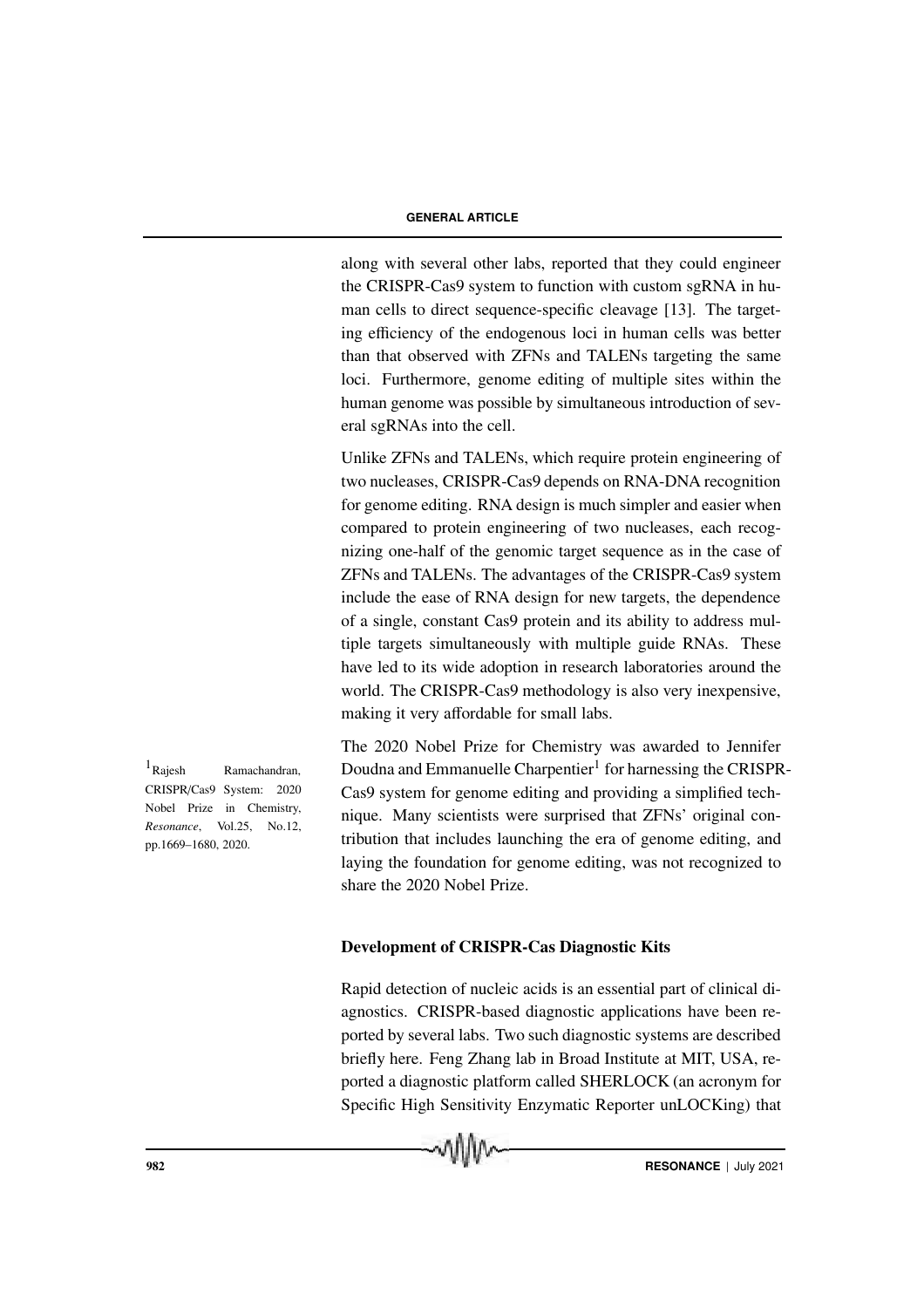along with several other labs, reported that they could engineer the CRISPR-Cas9 system to function with custom sgRNA in human cells to direct sequence-specific cleavage [13]. The targeting efficiency of the endogenous loci in human cells was better than that observed with ZFNs and TALENs targeting the same loci. Furthermore, genome editing of multiple sites within the human genome was possible by simultaneous introduction of several sgRNAs into the cell.

Unlike ZFNs and TALENs, which require protein engineering of two nucleases, CRISPR-Cas9 depends on RNA-DNA recognition for genome editing. RNA design is much simpler and easier when compared to protein engineering of two nucleases, each recognizing one-half of the genomic target sequence as in the case of ZFNs and TALENs. The advantages of the CRISPR-Cas9 system include the ease of RNA design for new targets, the dependence of a single, constant Cas9 protein and its ability to address multiple targets simultaneously with multiple guide RNAs. These have led to its wide adoption in research laboratories around the world. The CRISPR-Cas9 methodology is also very inexpensive, making it very affordable for small labs.

The 2020 Nobel Prize for Chemistry was awarded to Jennifer Doudna and Emmanuelle Charpentier[1] for harnessing the CRISPR-Cas9 system for genome editing and providing a simplified technique. Many scientists were surprised that ZFNs' original contribution that includes launching the era of genome editing, and laying the foundation for genome editing, was not recognized to share the 2020 Nobel Prize.

[1] Rajesh Ramachandran, CRISPR/Cas9 System: 2020 Nobel Prize in Chemistry, *Resonance*, Vol.25, No.12, pp.1669–1680, 2020.

### Development of CRISPR-Cas Diagnostic Kits

Rapid detection of nucleic acids is an essential part of clinical diagnostics. CRISPR-based diagnostic applications have been reported by several labs. Two such diagnostic systems are described briefly here. Feng Zhang lab in Broad Institute at MIT, USA, reported a diagnostic platform called SHERLOCK (an acronym for Specific High Sensitivity Enzymatic Reporter unLOCKing) that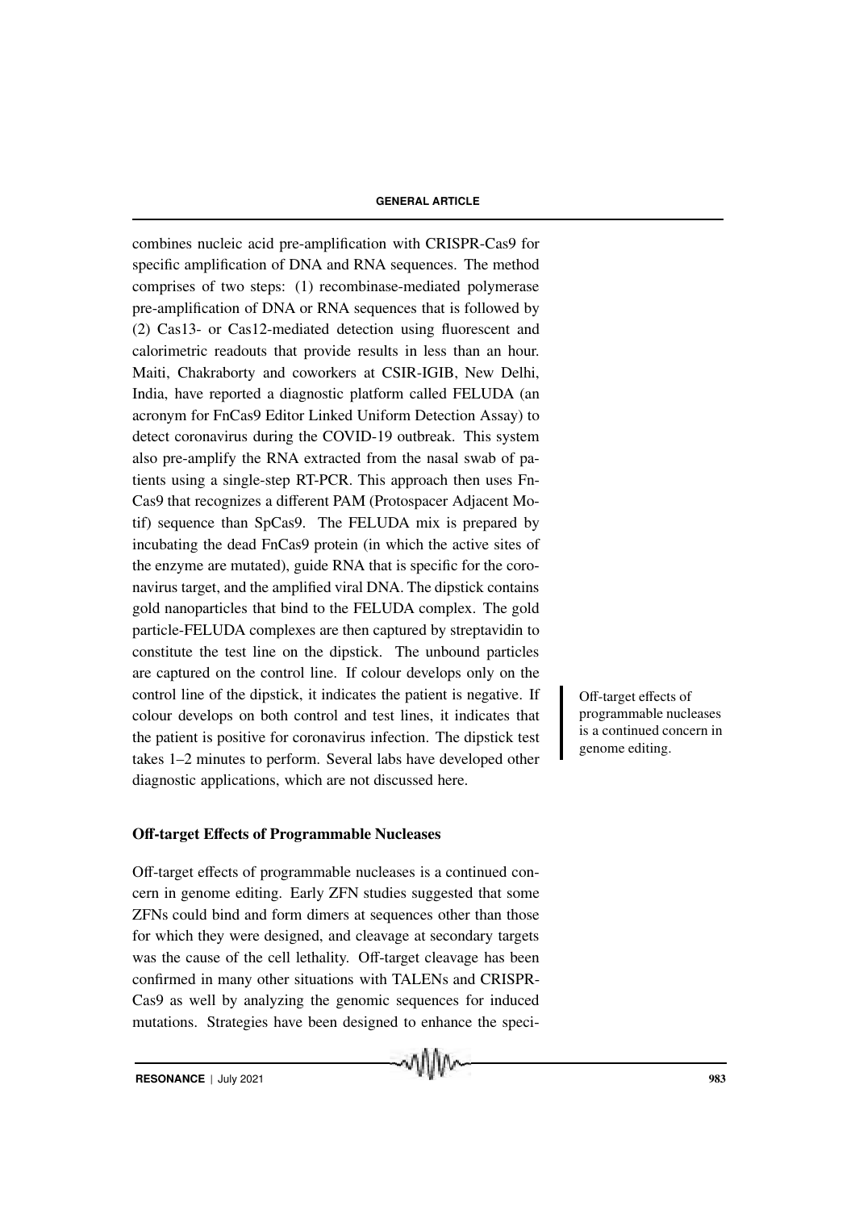combines nucleic acid pre-amplification with CRISPR-Cas9 for specific amplification of DNA and RNA sequences. The method comprises of two steps: (1) recombinase-mediated polymerase pre-amplification of DNA or RNA sequences that is followed by (2) Cas13- or Cas12-mediated detection using fluorescent and calorimetric readouts that provide results in less than an hour. Maiti, Chakraborty and coworkers at CSIR-IGIB, New Delhi, India, have reported a diagnostic platform called FELUDA (an acronym for FnCas9 Editor Linked Uniform Detection Assay) to detect coronavirus during the COVID-19 outbreak. This system also pre-amplify the RNA extracted from the nasal swab of patients using a single-step RT-PCR. This approach then uses FnCas9 that recognizes a different PAM (Protospacer Adjacent Motif) sequence than SpCas9. The FELUDA mix is prepared by incubating the dead FnCas9 protein (in which the active sites of the enzyme are mutated), guide RNA that is specific for the coronavirus target, and the amplified viral DNA. The dipstick contains gold nanoparticles that bind to the FELUDA complex. The gold particle-FELUDA complexes are then captured by streptavidin to constitute the test line on the dipstick. The unbound particles are captured on the control line. If colour develops only on the control line of the dipstick, it indicates the patient is negative. If colour develops on both control and test lines, it indicates that the patient is positive for coronavirus infection. The dipstick test takes 1–2 minutes to perform. Several labs have developed other diagnostic applications, which are not discussed here.

> Off-target effects of programmable nucleases is a continued concern in genome editing.

## Off-target Effects of Programmable Nucleases

Off-target effects of programmable nucleases is a continued concern in genome editing. Early ZFN studies suggested that some ZFNs could bind and form dimers at sequences other than those for which they were designed, and cleavage at secondary targets was the cause of the cell lethality. Off-target cleavage has been confirmed in many other situations with TALENs and CRISPR-Cas9 as well by analyzing the genomic sequences for induced mutations. Strategies have been designed to enhance the speci-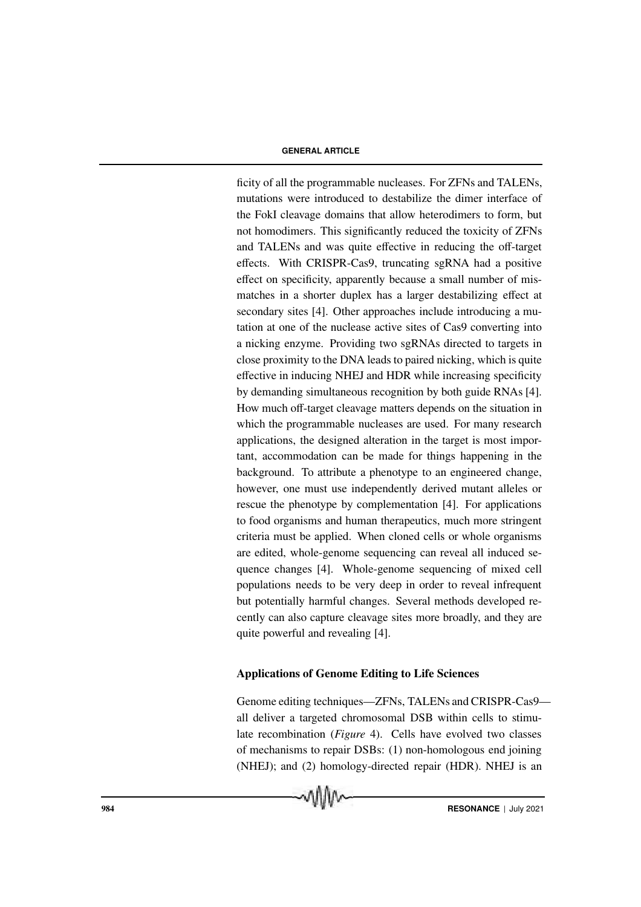ficity of all the programmable nucleases. For ZFNs and TALENs, mutations were introduced to destabilize the dimer interface of the FokI cleavage domains that allow heterodimers to form, but not homodimers. This significantly reduced the toxicity of ZFNs and TALENs and was quite effective in reducing the off-target effects. With CRISPR-Cas9, truncating sgRNA had a positive effect on specificity, apparently because a small number of mismatches in a shorter duplex has a larger destabilizing effect at secondary sites [4]. Other approaches include introducing a mutation at one of the nuclease active sites of Cas9 converting into a nicking enzyme. Providing two sgRNAs directed to targets in close proximity to the DNA leads to paired nicking, which is quite effective in inducing NHEJ and HDR while increasing specificity by demanding simultaneous recognition by both guide RNAs [4]. How much off-target cleavage matters depends on the situation in which the programmable nucleases are used. For many research applications, the designed alteration in the target is most important, accommodation can be made for things happening in the background. To attribute a phenotype to an engineered change, however, one must use independently derived mutant alleles or rescue the phenotype by complementation [4]. For applications to food organisms and human therapeutics, much more stringent criteria must be applied. When cloned cells or whole organisms are edited, whole-genome sequencing can reveal all induced sequence changes [4]. Whole-genome sequencing of mixed cell populations needs to be very deep in order to reveal infrequent but potentially harmful changes. Several methods developed recently can also capture cleavage sites more broadly, and they are quite powerful and revealing [4].

## Applications of Genome Editing to Life Sciences

Genome editing techniques—ZFNs, TALENs and CRISPR-Cas9—all deliver a targeted chromosomal DSB within cells to stimulate recombination (*Figure* 4). Cells have evolved two classes of mechanisms to repair DSBs: (1) non-homologous end joining (NHEJ); and (2) homology-directed repair (HDR). NHEJ is an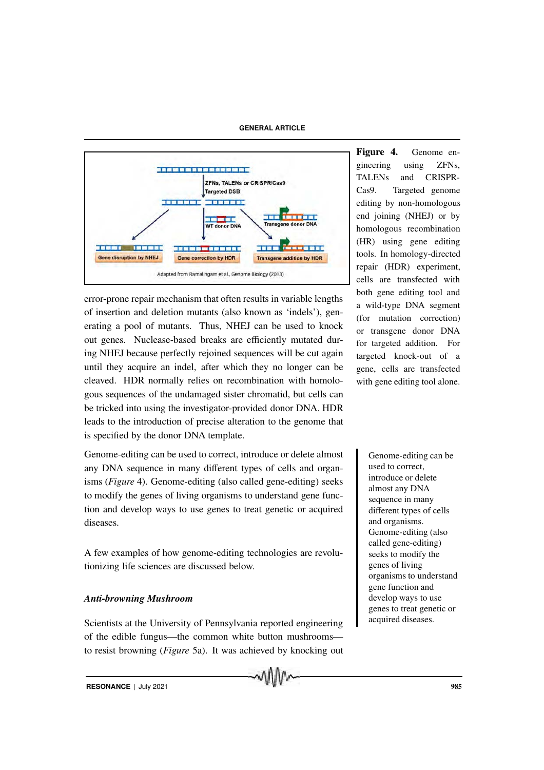Figure 4. Genome engineering using ZFNs, TALENs and CRISPR-Cas9. Targeted genome editing by non-homologous end joining (NHEJ) or by homologous recombination (HR) using gene editing tools. In homology-directed repair (HDR) experiment, cells are transfected with both gene editing tool and a wild-type DNA segment (for mutation correction) or transgene donor DNA for targeted addition. For targeted knock-out of a gene, cells are transfected with gene editing tool alone.

error-prone repair mechanism that often results in variable lengths of insertion and deletion mutants (also known as 'indels'), generating a pool of mutants. Thus, NHEJ can be used to knock out genes. Nuclease-based breaks are efficiently mutated during NHEJ because perfectly rejoined sequences will be cut again until they acquire an indel, after which they no longer can be cleaved. HDR normally relies on recombination with homologous sequences of the undamaged sister chromatid, but cells can be tricked into using the investigator-provided donor DNA. HDR leads to the introduction of precise alteration to the genome that is specified by the donor DNA template.

Genome-editing can be used to correct, introduce or delete almost any DNA sequence in many different types of cells and organisms (*Figure* 4). Genome-editing (also called gene-editing) seeks to modify the genes of living organisms to understand gene function and develop ways to use genes to treat genetic or acquired diseases.

> Genome-editing can be used to correct, introduce or delete almost any DNA sequence in many different types of cells and organisms. Genome-editing (also called gene-editing) seeks to modify the genes of living organisms to understand gene function and develop ways to use genes to treat genetic or acquired diseases.

A few examples of how genome-editing technologies are revolutionizing life sciences are discussed below.

### *Anti-browning Mushroom*

Scientists at the University of Pennsylvania reported engineering of the edible fungus—the common white button mushrooms—to resist browning (*Figure* 5a). It was achieved by knocking out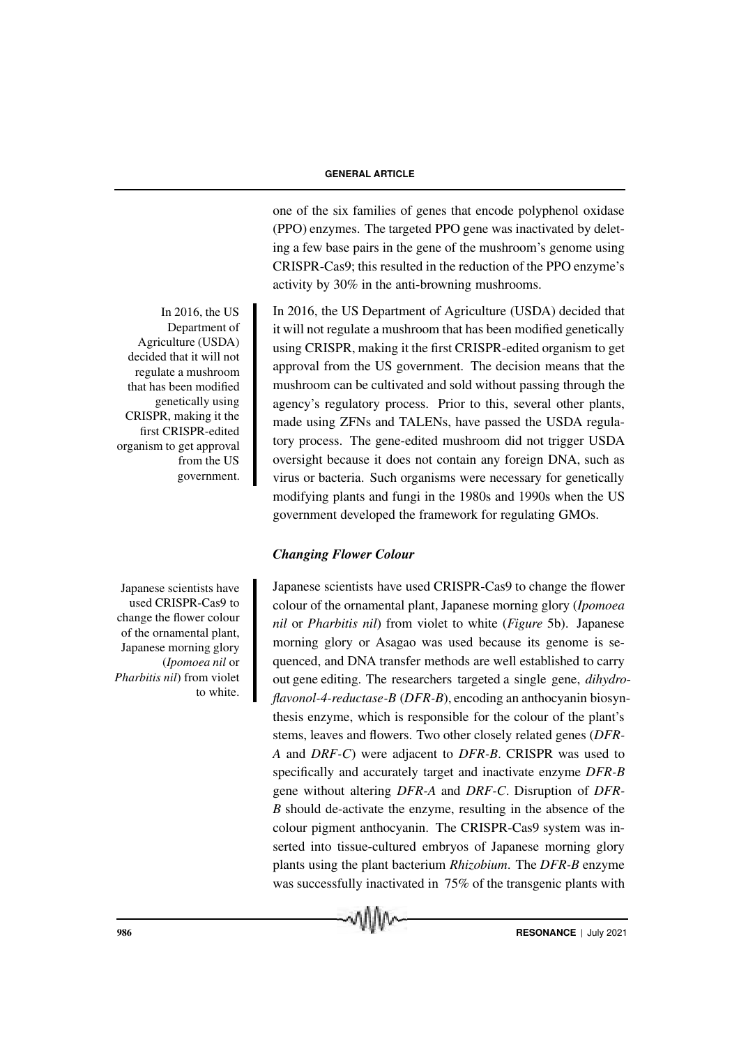one of the six families of genes that encode polyphenol oxidase (PPO) enzymes. The targeted PPO gene was inactivated by deleting a few base pairs in the gene of the mushroom's genome using CRISPR-Cas9; this resulted in the reduction of the PPO enzyme's activity by 30% in the anti-browning mushrooms.

In 2016, the US Department of Agriculture (USDA) decided that it will not regulate a mushroom that has been modified genetically using CRISPR, making it the first CRISPR-edited organism to get approval from the US government.

In 2016, the US Department of Agriculture (USDA) decided that it will not regulate a mushroom that has been modified genetically using CRISPR, making it the first CRISPR-edited organism to get approval from the US government. The decision means that the mushroom can be cultivated and sold without passing through the agency's regulatory process. Prior to this, several other plants, made using ZFNs and TALENs, have passed the USDA regulatory process. The gene-edited mushroom did not trigger USDA oversight because it does not contain any foreign DNA, such as virus or bacteria. Such organisms were necessary for genetically modifying plants and fungi in the 1980s and 1990s when the US government developed the framework for regulating GMOs.

### *Changing Flower Colour*

Japanese scientists have used CRISPR-Cas9 to change the flower colour of the ornamental plant, Japanese morning glory (*Ipomoea nil* or *Pharbitis nil*) from violet to white.

Japanese scientists have used CRISPR-Cas9 to change the flower colour of the ornamental plant, Japanese morning glory (*Ipomoea nil* or *Pharbitis nil*) from violet to white (*Figure* 5b). Japanese morning glory or Asagao was used because its genome is sequenced, and DNA transfer methods are well established to carry out gene editing. The researchers targeted a single gene, *dihydroflavonol-4-reductase-B* (*DFR-B*), encoding an anthocyanin biosynthesis enzyme, which is responsible for the colour of the plant's stems, leaves and flowers. Two other closely related genes (*DFR-A* and *DRF-C*) were adjacent to *DFR-B*. CRISPR was used to specifically and accurately target and inactivate enzyme *DFR-B* gene without altering *DFR-A* and *DRF-C*. Disruption of *DFR-B* should de-activate the enzyme, resulting in the absence of the colour pigment anthocyanin. The CRISPR-Cas9 system was inserted into tissue-cultured embryos of Japanese morning glory plants using the plant bacterium *Rhizobium*. The *DFR-B* enzyme was successfully inactivated in 75% of the transgenic plants with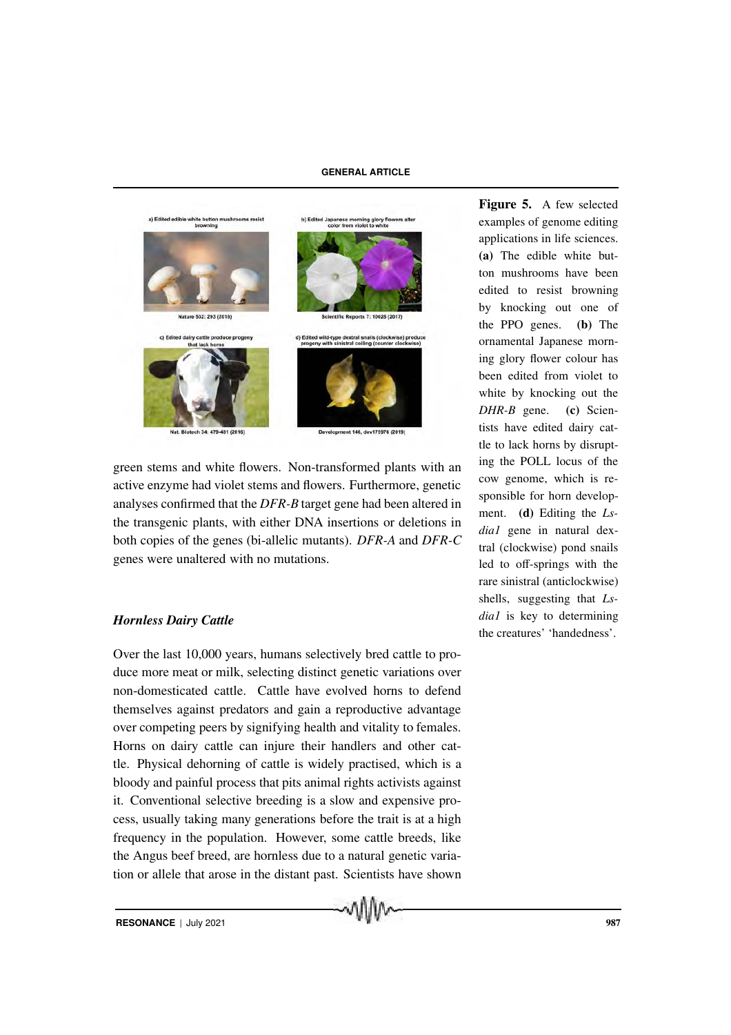Figure 5. A few selected examples of genome editing applications in life sciences. **(a)** The edible white button mushrooms have been edited to resist browning by knocking out one of the PPO genes. **(b)** The ornamental Japanese morning glory flower colour has been edited from violet to white by knocking out the *DHR-B* gene. **(c)** Scientists have edited dairy cattle to lack horns by disrupting the POLL locus of the cow genome, which is responsible for horn development. **(d)** Editing the *Lsdia1* gene in natural dextral (clockwise) pond snails led to off-springs with the rare sinistral (anticlockwise) shells, suggesting that *Lsdia1* is key to determining the creatures' 'handedness'.

green stems and white flowers. Non-transformed plants with an active enzyme had violet stems and flowers. Furthermore, genetic analyses confirmed that the *DFR-B* target gene had been altered in the transgenic plants, with either DNA insertions or deletions in both copies of the genes (bi-allelic mutants). *DFR-A* and *DFR-C* genes were unaltered with no mutations.

### *Hornless Dairy Cattle*

Over the last 10,000 years, humans selectively bred cattle to produce more meat or milk, selecting distinct genetic variations over non-domesticated cattle. Cattle have evolved horns to defend themselves against predators and gain a reproductive advantage over competing peers by signifying health and vitality to females. Horns on dairy cattle can injure their handlers and other cattle. Physical dehorning of cattle is widely practised, which is a bloody and painful process that pits animal rights activists against it. Conventional selective breeding is a slow and expensive process, usually taking many generations before the trait is at a high frequency in the population. However, some cattle breeds, like the Angus beef breed, are hornless due to a natural genetic variation or allele that arose in the distant past. Scientists have shown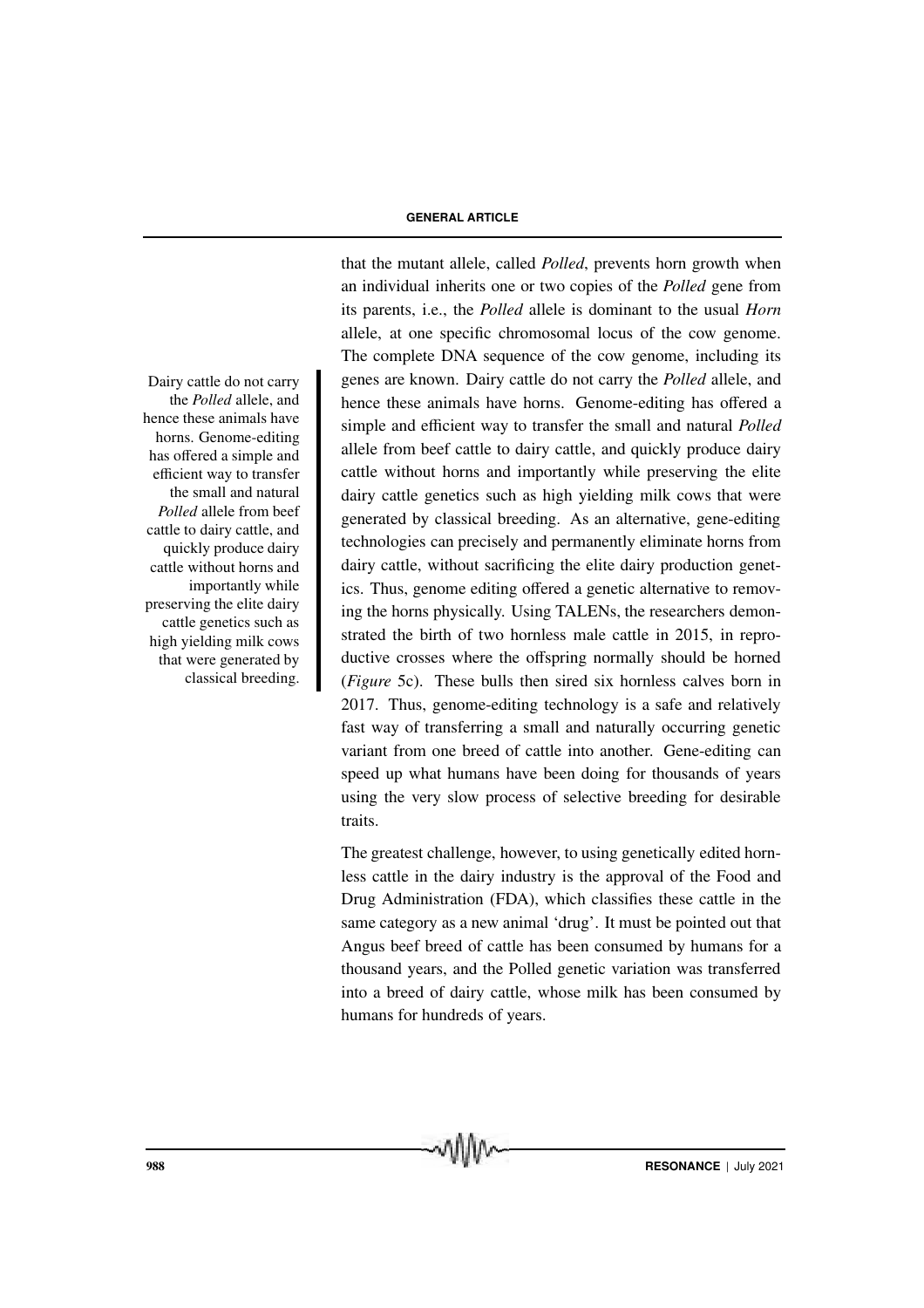that the mutant allele, called *Polled*, prevents horn growth when an individual inherits one or two copies of the *Polled* gene from its parents, i.e., the *Polled* allele is dominant to the usual *Horn* allele, at one specific chromosomal locus of the cow genome. The complete DNA sequence of the cow genome, including its genes are known. Dairy cattle do not carry the *Polled* allele, and hence these animals have horns. Genome-editing has offered a simple and efficient way to transfer the small and natural *Polled* allele from beef cattle to dairy cattle, and quickly produce dairy cattle without horns and importantly while preserving the elite dairy cattle genetics such as high yielding milk cows that were generated by classical breeding. As an alternative, gene-editing technologies can precisely and permanently eliminate horns from dairy cattle, without sacrificing the elite dairy production genetics. Thus, genome editing offered a genetic alternative to removing the horns physically. Using TALENs, the researchers demonstrated the birth of two hornless male cattle in 2015, in reproductive crosses where the offspring normally should be horned (*Figure* 5c). These bulls then sired six hornless calves born in 2017. Thus, genome-editing technology is a safe and relatively fast way of transferring a small and naturally occurring genetic variant from one breed of cattle into another. Gene-editing can speed up what humans have been doing for thousands of years using the very slow process of selective breeding for desirable traits.

The greatest challenge, however, to using genetically edited hornless cattle in the dairy industry is the approval of the Food and Drug Administration (FDA), which classifies these cattle in the same category as a new animal 'drug'. It must be pointed out that Angus beef breed of cattle has been consumed by humans for a thousand years, and the Polled genetic variation was transferred into a breed of dairy cattle, whose milk has been consumed by humans for hundreds of years.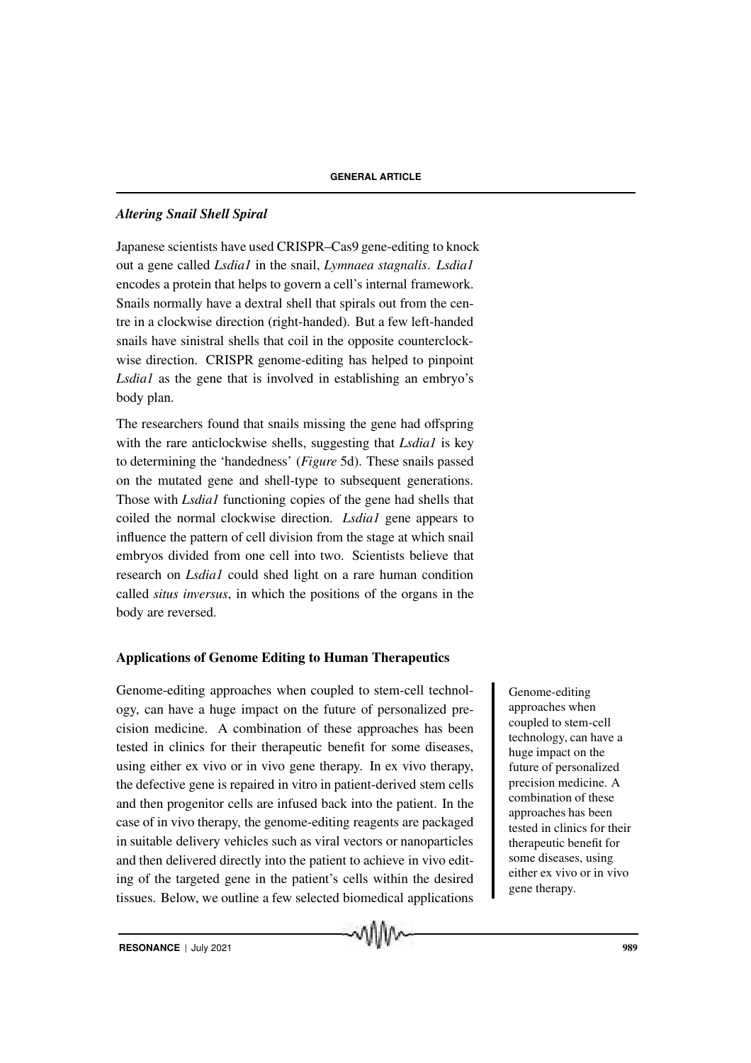### *Altering Snail Shell Spiral*

Japanese scientists have used CRISPR–Cas9 gene-editing to knock out a gene called *Lsdia1* in the snail, *Lymnaea stagnalis*. *Lsdia1* encodes a protein that helps to govern a cell's internal framework. Snails normally have a dextral shell that spirals out from the centre in a clockwise direction (right-handed). But a few left-handed snails have sinistral shells that coil in the opposite counterclockwise direction. CRISPR genome-editing has helped to pinpoint *Lsdia1* as the gene that is involved in establishing an embryo's body plan.

The researchers found that snails missing the gene had offspring with the rare anticlockwise shells, suggesting that *Lsdia1* is key to determining the 'handedness' (*Figure* 5d). These snails passed on the mutated gene and shell-type to subsequent generations. Those with *Lsdia1* functioning copies of the gene had shells that coiled the normal clockwise direction. *Lsdia1* gene appears to influence the pattern of cell division from the stage at which snail embryos divided from one cell into two. Scientists believe that research on *Lsdia1* could shed light on a rare human condition called *situs inversus*, in which the positions of the organs in the body are reversed.

## Applications of Genome Editing to Human Therapeutics

Genome-editing approaches when coupled to stem-cell technology, can have a huge impact on the future of personalized precision medicine. A combination of these approaches has been tested in clinics for their therapeutic benefit for some diseases, using either ex vivo or in vivo gene therapy. In ex vivo therapy, the defective gene is repaired in vitro in patient-derived stem cells and then progenitor cells are infused back into the patient. In the case of in vivo therapy, the genome-editing reagents are packaged in suitable delivery vehicles such as viral vectors or nanoparticles and then delivered directly into the patient to achieve in vivo editing of the targeted gene in the patient's cells within the desired tissues. Below, we outline a few selected biomedical applications

Genome-editing approaches when coupled to stem-cell technology, can have a huge impact on the future of personalized precision medicine. A combination of these approaches has been tested in clinics for their therapeutic benefit for some diseases, using either ex vivo or in vivo gene therapy.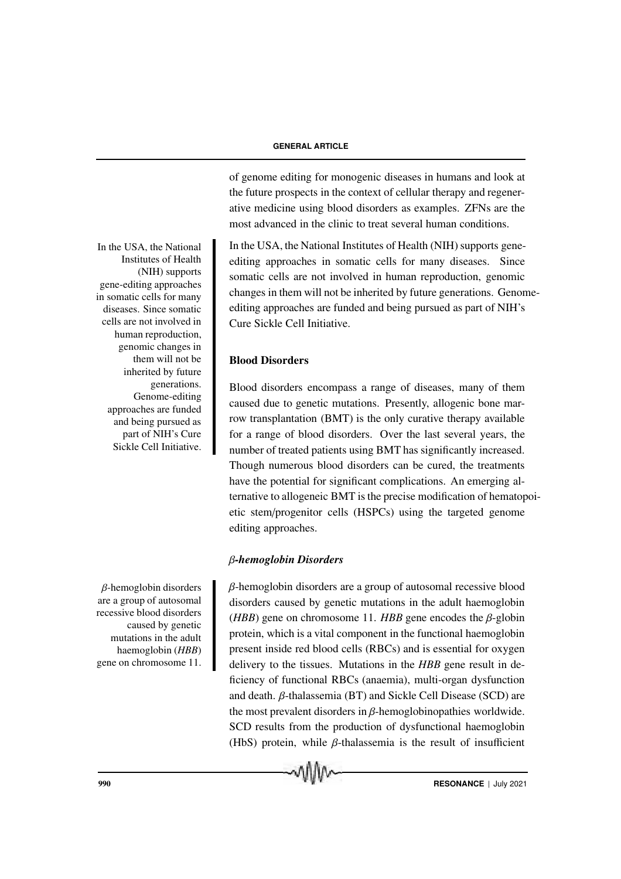of genome editing for monogenic diseases in humans and look at the future prospects in the context of cellular therapy and regenerative medicine using blood disorders as examples. ZFNs are the most advanced in the clinic to treat several human conditions.

In the USA, the National Institutes of Health (NIH) supports gene-editing approaches in somatic cells for many diseases. Since somatic cells are not involved in human reproduction, genomic changes in them will not be inherited by future generations. Genome-editing approaches are funded and being pursued as part of NIH's Cure Sickle Cell Initiative.

In the USA, the National Institutes of Health (NIH) supports gene-editing approaches in somatic cells for many diseases. Since somatic cells are not involved in human reproduction, genomic changes in them will not be inherited by future generations. Genome-editing approaches are funded and being pursued as part of NIH's Cure Sickle Cell Initiative.

## Blood Disorders

Blood disorders encompass a range of diseases, many of them caused due to genetic mutations. Presently, allogenic bone marrow transplantation (BMT) is the only curative therapy available for a range of blood disorders. Over the last several years, the number of treated patients using BMT has significantly increased. Though numerous blood disorders can be cured, the treatments have the potential for significant complications. An emerging alternative to allogeneic BMT is the precise modification of hematopoietic stem/progenitor cells (HSPCs) using the targeted genome editing approaches.

### *β-hemoglobin Disorders*

*β*-hemoglobin disorders are a group of autosomal recessive blood disorders caused by genetic mutations in the adult haemoglobin (*HBB*) gene on chromosome 11.

*β*-hemoglobin disorders are a group of autosomal recessive blood disorders caused by genetic mutations in the adult haemoglobin (*HBB*) gene on chromosome 11. *HBB* gene encodes the *β*-globin protein, which is a vital component in the functional haemoglobin present inside red blood cells (RBCs) and is essential for oxygen delivery to the tissues. Mutations in the *HBB* gene result in deficiency of functional RBCs (anaemia), multi-organ dysfunction and death. *β*-thalassemia (BT) and Sickle Cell Disease (SCD) are the most prevalent disorders in *β*-hemoglobinopathies worldwide. SCD results from the production of dysfunctional haemoglobin (HbS) protein, while *β*-thalassemia is the result of insufficient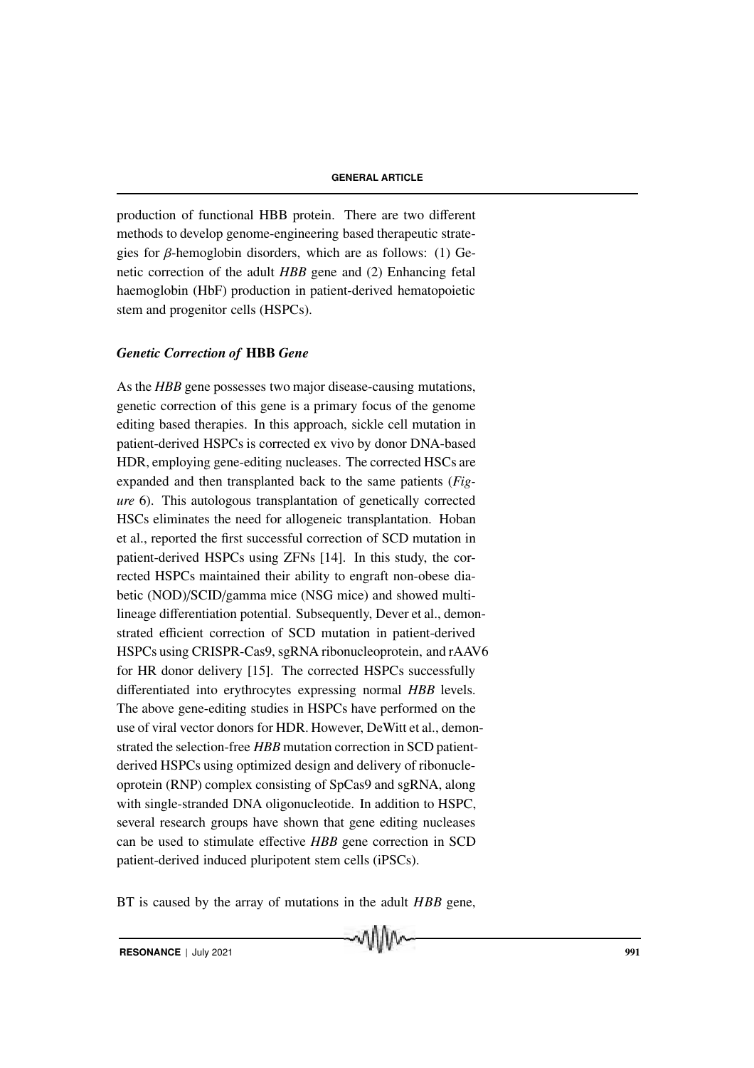production of functional HBB protein. There are two different methods to develop genome-engineering based therapeutic strategies for $\beta$-hemoglobin disorders, which are as follows: (1) Genetic correction of the adult *HBB* gene and (2) Enhancing fetal haemoglobin (HbF) production in patient-derived hematopoietic stem and progenitor cells (HSPCs).

### *Genetic Correction of* **HBB** *Gene*

As the *HBB* gene possesses two major disease-causing mutations, genetic correction of this gene is a primary focus of the genome editing based therapies. In this approach, sickle cell mutation in patient-derived HSPCs is corrected ex vivo by donor DNA-based HDR, employing gene-editing nucleases. The corrected HSCs are expanded and then transplanted back to the same patients (*Figure* 6). This autologous transplantation of genetically corrected HSCs eliminates the need for allogeneic transplantation. Hoban et al., reported the first successful correction of SCD mutation in patient-derived HSPCs using ZFNs [14]. In this study, the corrected HSPCs maintained their ability to engraft non-obese diabetic (NOD)/SCID/gamma mice (NSG mice) and showed multilineage differentiation potential. Subsequently, Dever et al., demonstrated efficient correction of SCD mutation in patient-derived HSPCs using CRISPR-Cas9, sgRNA ribonucleoprotein, and rAAV6 for HR donor delivery [15]. The corrected HSPCs successfully differentiated into erythrocytes expressing normal *HBB* levels. The above gene-editing studies in HSPCs have performed on the use of viral vector donors for HDR. However, DeWitt et al., demonstrated the selection-free *HBB* mutation correction in SCD patient-derived HSPCs using optimized design and delivery of ribonucleoprotein (RNP) complex consisting of SpCas9 and sgRNA, along with single-stranded DNA oligonucleotide. In addition to HSPC, several research groups have shown that gene editing nucleases can be used to stimulate effective *HBB* gene correction in SCD patient-derived induced pluripotent stem cells (iPSCs).

BT is caused by the array of mutations in the adult *HBB* gene,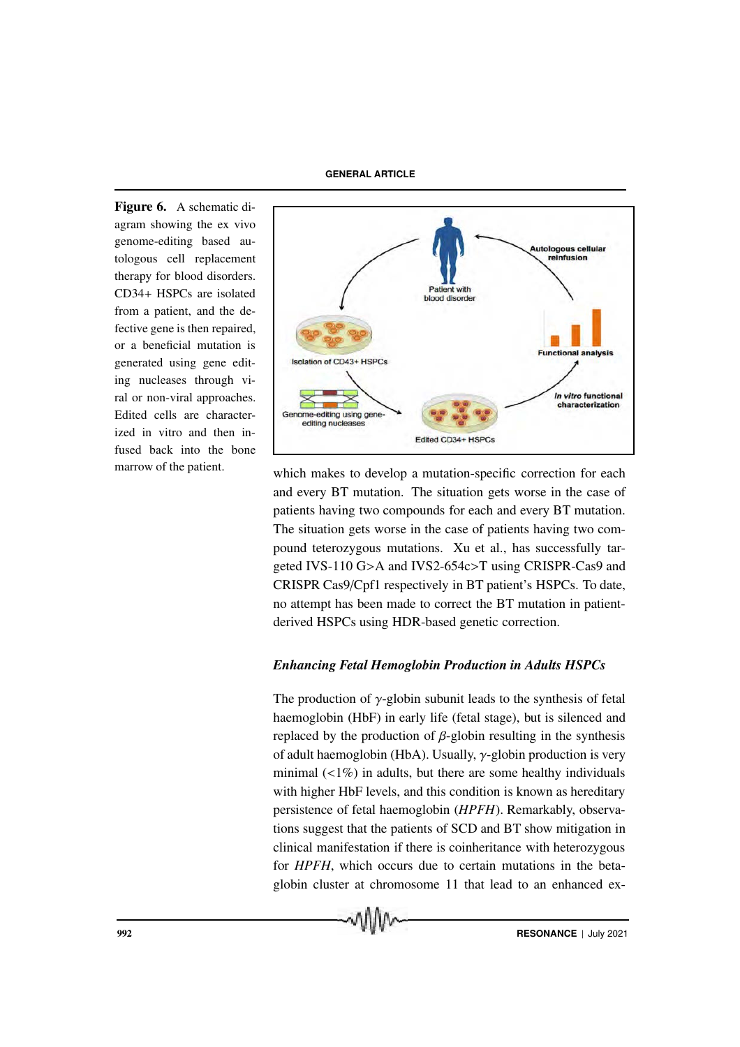**Figure 6.** A schematic diagram showing the ex vivo genome-editing based autologous cell replacement therapy for blood disorders. CD34+ HSPCs are isolated from a patient, and the defective gene is then repaired, or a beneficial mutation is generated using gene editing nucleases through viral or non-viral approaches. Edited cells are characterized in vitro and then infused back into the bone marrow of the patient.

which makes to develop a mutation-specific correction for each and every BT mutation. The situation gets worse in the case of patients having two compounds for each and every BT mutation. The situation gets worse in the case of patients having two compound teterozygous mutations. Xu et al., has successfully targeted IVS-110 G>A and IVS2-654c>T using CRISPR-Cas9 and CRISPR Cas9/Cpf1 respectively in BT patient's HSPCs. To date, no attempt has been made to correct the BT mutation in patient-derived HSPCs using HDR-based genetic correction.

### *Enhancing Fetal Hemoglobin Production in Adults HSPCs*

The production of $\gamma$-globin subunit leads to the synthesis of fetal haemoglobin (HbF) in early life (fetal stage), but is silenced and replaced by the production of $\beta$-globin resulting in the synthesis of adult haemoglobin (HbA). Usually, $\gamma$-globin production is very minimal (<1%) in adults, but there are some healthy individuals with higher HbF levels, and this condition is known as hereditary persistence of fetal haemoglobin (*HPFH*). Remarkably, observations suggest that the patients of SCD and BT show mitigation in clinical manifestation if there is coinheritance with heterozygous for *HPFH*, which occurs due to certain mutations in the beta-globin cluster at chromosome 11 that lead to an enhanced ex-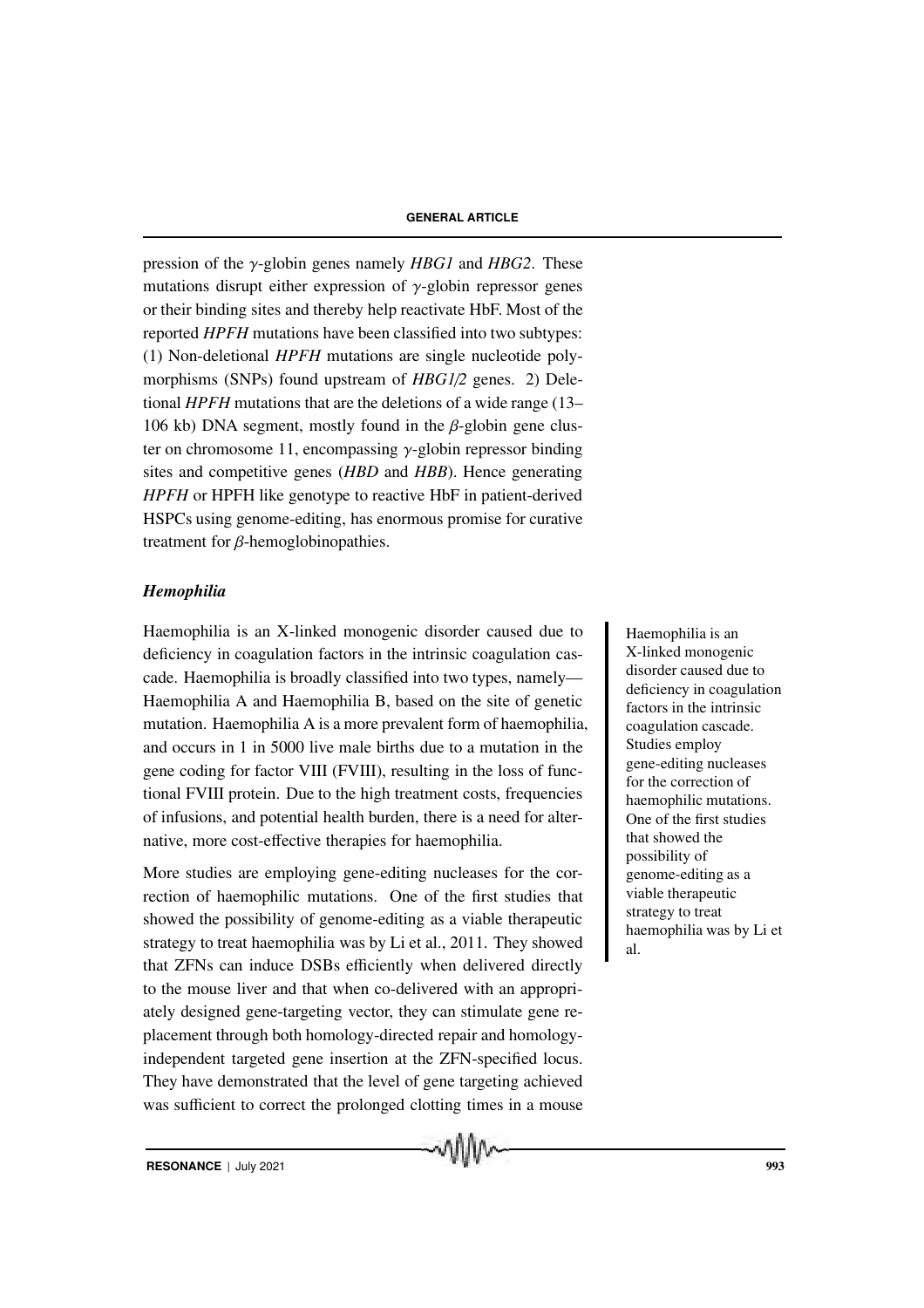pression of the $\gamma$-globin genes namely *HBG1* and *HBG2*. These mutations disrupt either expression of $\gamma$-globin repressor genes or their binding sites and thereby help reactivate HbF. Most of the reported *HPFH* mutations have been classified into two subtypes: (1) Non-deletional *HPFH* mutations are single nucleotide polymorphisms (SNPs) found upstream of *HBG1/2* genes. 2) Deletional *HPFH* mutations that are the deletions of a wide range (13–106 kb) DNA segment, mostly found in the $\beta$-globin gene cluster on chromosome 11, encompassing $\gamma$-globin repressor binding sites and competitive genes (*HBD* and *HBB*). Hence generating *HPFH* or HPFH like genotype to reactive HbF in patient-derived HSPCs using genome-editing, has enormous promise for curative treatment for $\beta$-hemoglobinopathies.

### *Hemophilia*

Haemophilia is an X-linked monogenic disorder caused due to deficiency in coagulation factors in the intrinsic coagulation cascade. Haemophilia is broadly classified into two types, namely—Haemophilia A and Haemophilia B, based on the site of genetic mutation. Haemophilia A is a more prevalent form of haemophilia, and occurs in 1 in 5000 live male births due to a mutation in the gene coding for factor VIII (FVIII), resulting in the loss of functional FVIII protein. Due to the high treatment costs, frequencies of infusions, and potential health burden, there is a need for alternative, more cost-effective therapies for haemophilia.

Haemophilia is an X-linked monogenic disorder caused due to deficiency in coagulation factors in the intrinsic coagulation cascade. Studies employ gene-editing nucleases for the correction of haemophilic mutations. One of the first studies that showed the possibility of genome-editing as a viable therapeutic strategy to treat haemophilia was by Li et al.

More studies are employing gene-editing nucleases for the correction of haemophilic mutations. One of the first studies that showed the possibility of genome-editing as a viable therapeutic strategy to treat haemophilia was by Li et al., 2011. They showed that ZFNs can induce DSBs efficiently when delivered directly to the mouse liver and that when co-delivered with an appropriately designed gene-targeting vector, they can stimulate gene replacement through both homology-directed repair and homology-independent targeted gene insertion at the ZFN-specified locus. They have demonstrated that the level of gene targeting achieved was sufficient to correct the prolonged clotting times in a mouse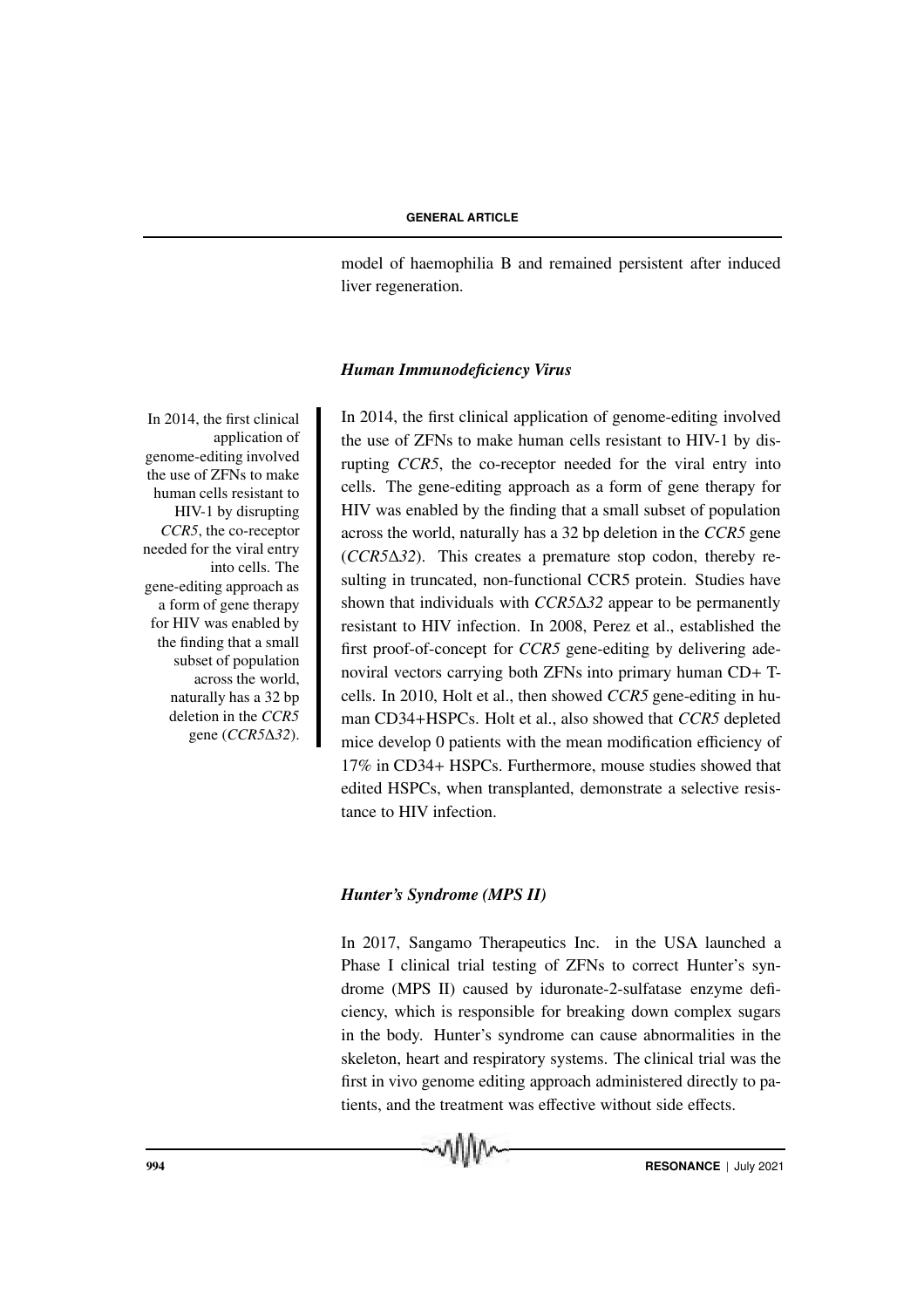model of haemophilia B and remained persistent after induced liver regeneration.

### *Human Immunodeficiency Virus*

In 2014, the first clinical application of genome-editing involved the use of ZFNs to make human cells resistant to HIV-1 by disrupting *CCR5*, the co-receptor needed for the viral entry into cells. The gene-editing approach as a form of gene therapy for HIV was enabled by the finding that a small subset of population across the world, naturally has a 32 bp deletion in the *CCR5* gene (*CCR5Δ32*).

In 2014, the first clinical application of genome-editing involved the use of ZFNs to make human cells resistant to HIV-1 by disrupting *CCR5*, the co-receptor needed for the viral entry into cells. The gene-editing approach as a form of gene therapy for HIV was enabled by the finding that a small subset of population across the world, naturally has a 32 bp deletion in the *CCR5* gene (*CCR5Δ32*). This creates a premature stop codon, thereby resulting in truncated, non-functional CCR5 protein. Studies have shown that individuals with *CCR5Δ32* appear to be permanently resistant to HIV infection. In 2008, Perez et al., established the first proof-of-concept for *CCR5* gene-editing by delivering adenoviral vectors carrying both ZFNs into primary human CD+ T-cells. In 2010, Holt et al., then showed *CCR5* gene-editing in human CD34+HSPCs. Holt et al., also showed that *CCR5* depleted mice develop 0 patients with the mean modification efficiency of 17% in CD34+ HSPCs. Furthermore, mouse studies showed that edited HSPCs, when transplanted, demonstrate a selective resistance to HIV infection.

### *Hunter's Syndrome (MPS II)*

In 2017, Sangamo Therapeutics Inc. in the USA launched a Phase I clinical trial testing of ZFNs to correct Hunter's syndrome (MPS II) caused by iduronate-2-sulfatase enzyme deficiency, which is responsible for breaking down complex sugars in the body. Hunter's syndrome can cause abnormalities in the skeleton, heart and respiratory systems. The clinical trial was the first in vivo genome editing approach administered directly to patients, and the treatment was effective without side effects.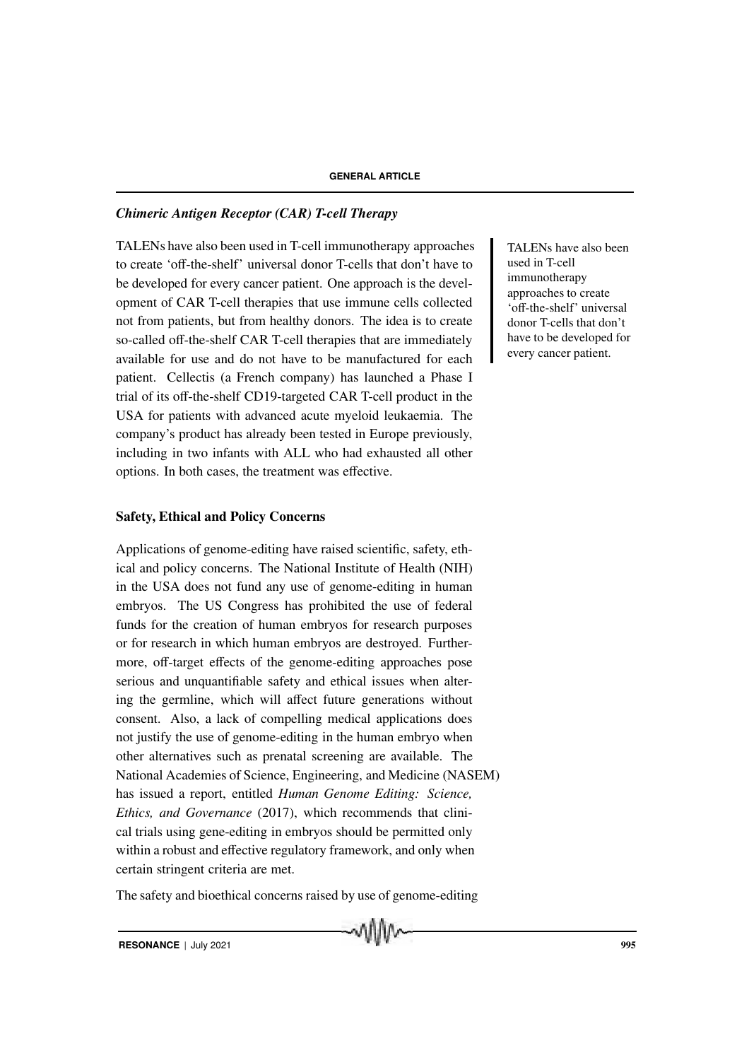### *Chimeric Antigen Receptor (CAR) T-cell Therapy*

TALENs have also been used in T-cell immunotherapy approaches to create 'off-the-shelf' universal donor T-cells that don't have to be developed for every cancer patient. One approach is the development of CAR T-cell therapies that use immune cells collected not from patients, but from healthy donors. The idea is to create so-called off-the-shelf CAR T-cell therapies that are immediately available for use and do not have to be manufactured for each patient. Cellectis (a French company) has launched a Phase I trial of its off-the-shelf CD19-targeted CAR T-cell product in the USA for patients with advanced acute myeloid leukaemia. The company's product has already been tested in Europe previously, including in two infants with ALL who had exhausted all other options. In both cases, the treatment was effective.

TALENs have also been used in T-cell immunotherapy approaches to create 'off-the-shelf' universal donor T-cells that don't have to be developed for every cancer patient.

### Safety, Ethical and Policy Concerns

Applications of genome-editing have raised scientific, safety, ethical and policy concerns. The National Institute of Health (NIH) in the USA does not fund any use of genome-editing in human embryos. The US Congress has prohibited the use of federal funds for the creation of human embryos for research purposes or for research in which human embryos are destroyed. Furthermore, off-target effects of the genome-editing approaches pose serious and unquantifiable safety and ethical issues when altering the germline, which will affect future generations without consent. Also, a lack of compelling medical applications does not justify the use of genome-editing in the human embryo when other alternatives such as prenatal screening are available. The National Academies of Science, Engineering, and Medicine (NASEM) has issued a report, entitled *Human Genome Editing: Science, Ethics, and Governance* (2017), which recommends that clinical trials using gene-editing in embryos should be permitted only within a robust and effective regulatory framework, and only when certain stringent criteria are met.

The safety and bioethical concerns raised by use of genome-editing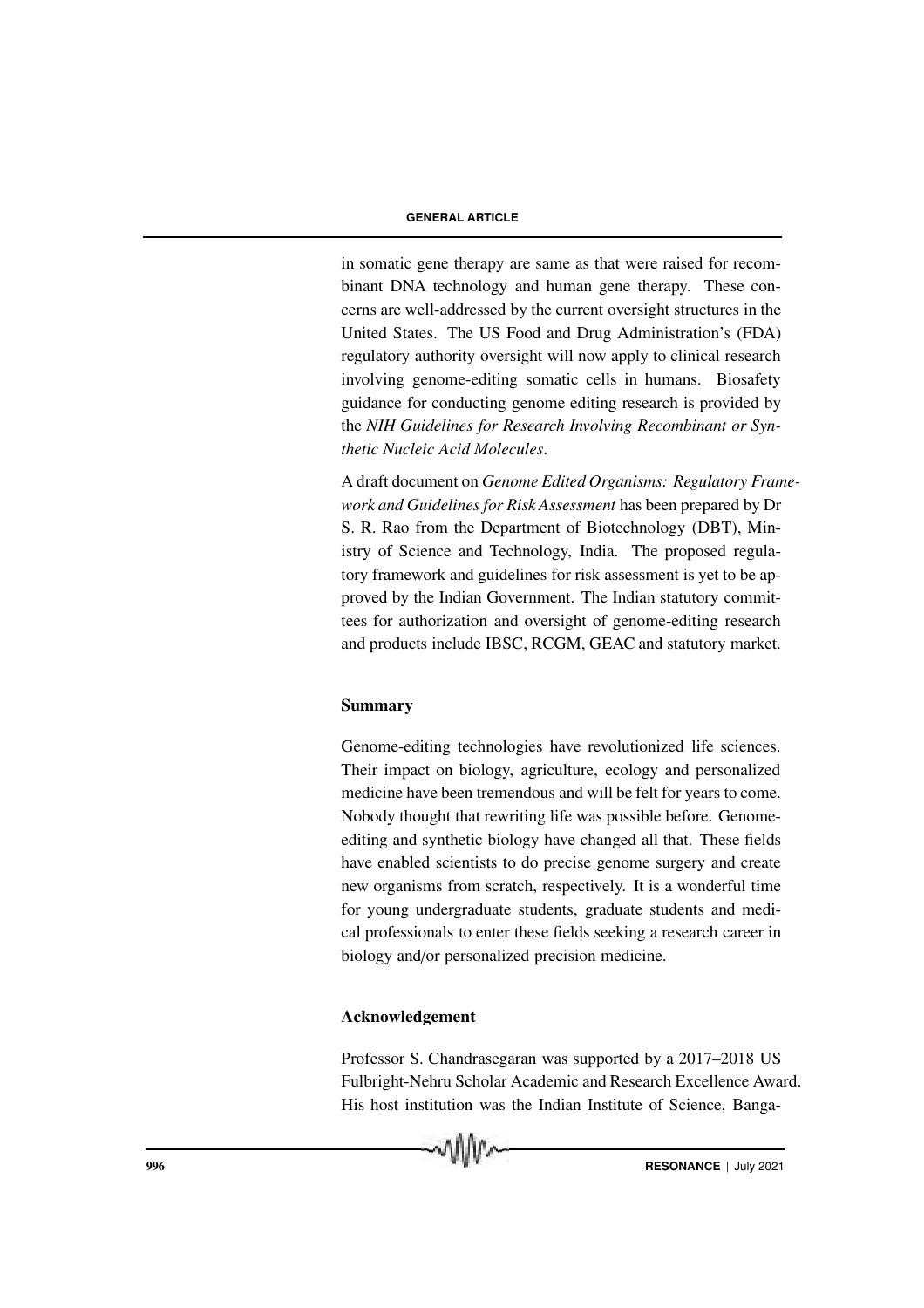in somatic gene therapy are same as that were raised for recombinant DNA technology and human gene therapy. These concerns are well-addressed by the current oversight structures in the United States. The US Food and Drug Administration's (FDA) regulatory authority oversight will now apply to clinical research involving genome-editing somatic cells in humans. Biosafety guidance for conducting genome editing research is provided by the *NIH Guidelines for Research Involving Recombinant or Synthetic Nucleic Acid Molecules*.

A draft document on *Genome Edited Organisms: Regulatory Framework and Guidelines for Risk Assessment* has been prepared by Dr S. R. Rao from the Department of Biotechnology (DBT), Ministry of Science and Technology, India. The proposed regulatory framework and guidelines for risk assessment is yet to be approved by the Indian Government. The Indian statutory committees for authorization and oversight of genome-editing research and products include IBSC, RCGM, GEAC and statutory market.

## Summary

Genome-editing technologies have revolutionized life sciences. Their impact on biology, agriculture, ecology and personalized medicine have been tremendous and will be felt for years to come. Nobody thought that rewriting life was possible before. Genome-editing and synthetic biology have changed all that. These fields have enabled scientists to do precise genome surgery and create new organisms from scratch, respectively. It is a wonderful time for young undergraduate students, graduate students and medical professionals to enter these fields seeking a research career in biology and/or personalized precision medicine.

## Acknowledgement

Professor S. Chandrasegaran was supported by a 2017–2018 US Fulbright-Nehru Scholar Academic and Research Excellence Award. His host institution was the Indian Institute of Science, Banga-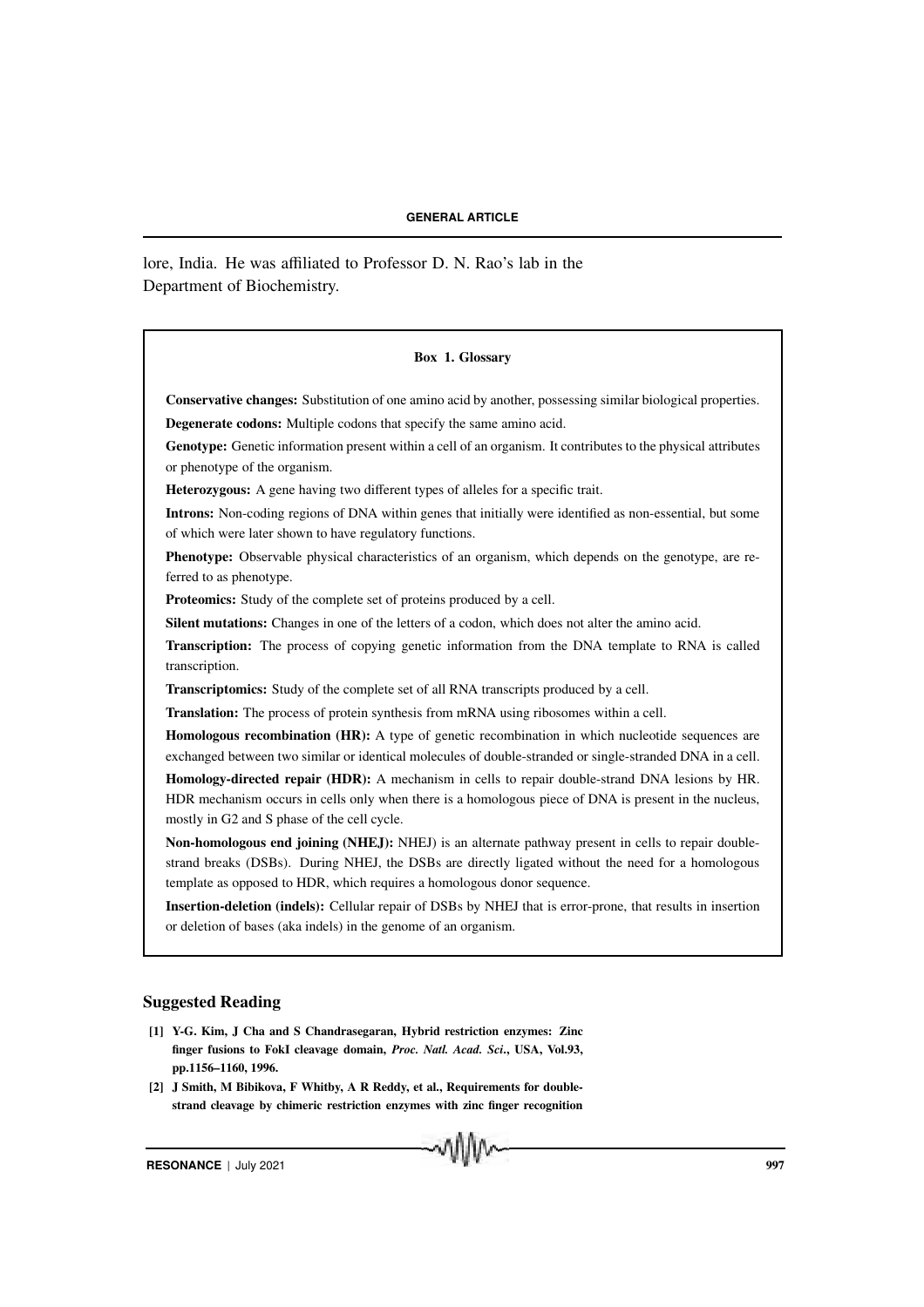lore, India. He was affiliated to Professor D. N. Rao's lab in the Department of Biochemistry.

**Box 1. Glossary**

**Conservative changes:** Substitution of one amino acid by another, possessing similar biological properties.

**Degenerate codons:** Multiple codons that specify the same amino acid.

**Genotype:** Genetic information present within a cell of an organism. It contributes to the physical attributes or phenotype of the organism.

**Heterozygous:** A gene having two different types of alleles for a specific trait.

**Introns:** Non-coding regions of DNA within genes that initially were identified as non-essential, but some of which were later shown to have regulatory functions.

**Phenotype:** Observable physical characteristics of an organism, which depends on the genotype, are referred to as phenotype.

**Proteomics:** Study of the complete set of proteins produced by a cell.

**Silent mutations:** Changes in one of the letters of a codon, which does not alter the amino acid.

**Transcription:** The process of copying genetic information from the DNA template to RNA is called transcription.

**Transcriptomics:** Study of the complete set of all RNA transcripts produced by a cell.

**Translation:** The process of protein synthesis from mRNA using ribosomes within a cell.

**Homologous recombination (HR):** A type of genetic recombination in which nucleotide sequences are exchanged between two similar or identical molecules of double-stranded or single-stranded DNA in a cell.

**Homology-directed repair (HDR):** A mechanism in cells to repair double-strand DNA lesions by HR. HDR mechanism occurs in cells only when there is a homologous piece of DNA is present in the nucleus, mostly in G2 and S phase of the cell cycle.

**Non-homologous end joining (NHEJ):** NHEJ) is an alternate pathway present in cells to repair double-strand breaks (DSBs). During NHEJ, the DSBs are directly ligated without the need for a homologous template as opposed to HDR, which requires a homologous donor sequence.

**Insertion-deletion (indels):** Cellular repair of DSBs by NHEJ that is error-prone, that results in insertion or deletion of bases (aka indels) in the genome of an organism.

## Suggested Reading

**[1] Y-G. Kim, J Cha and S Chandrasegaran, Hybrid restriction enzymes: Zinc finger fusions to FokI cleavage domain, *Proc. Natl. Acad. Sci.*, USA, Vol.93, pp.1156–1160, 1996.**

**[2] J Smith, M Bibikova, F Whitby, A R Reddy, et al., Requirements for double-strand cleavage by chimeric restriction enzymes with zinc finger recognition**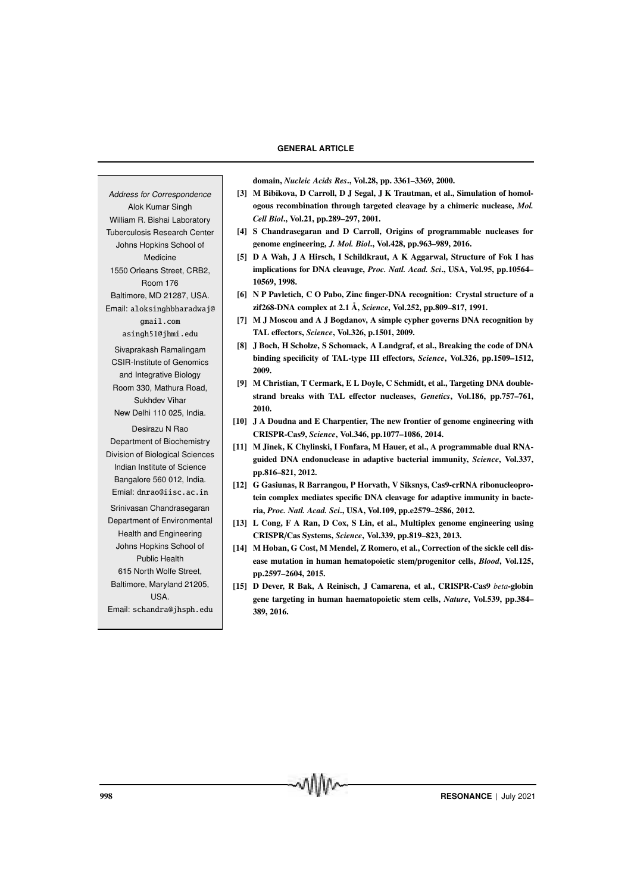domain, *Nucleic Acids Res*., Vol.28, pp. 3361–3369, 2000.

[3] M Bibikova, D Carroll, D J Segal, J K Trautman, et al., Simulation of homologous recombination through targeted cleavage by a chimeric nuclease, *Mol. Cell Biol*., Vol.21, pp.289–297, 2001.

[4] S Chandrasegaran and D Carroll, Origins of programmable nucleases for genome engineering, *J. Mol. Biol*., Vol.428, pp.963–989, 2016.

[5] D A Wah, J A Hirsch, I Schildkraut, A K Aggarwal, Structure of Fok I has implications for DNA cleavage, *Proc. Natl. Acad. Sci*., USA, Vol.95, pp.10564–10569, 1998.

[6] N P Pavletich, C O Pabo, Zinc finger-DNA recognition: Crystal structure of a zif268-DNA complex at 2.1 Å, *Science*, Vol.252, pp.809–817, 1991.

[7] M J Moscou and A J Bogdanov, A simple cypher governs DNA recognition by TAL effectors, *Science*, Vol.326, p.1501, 2009.

[8] J Boch, H Scholze, S Schomack, A Landgraf, et al., Breaking the code of DNA binding specificity of TAL-type III effectors, *Science*, Vol.326, pp.1509–1512, 2009.

[9] M Christian, T Cermark, E L Doyle, C Schmidt, et al., Targeting DNA double-strand breaks with TAL effector nucleases, *Genetics*, Vol.186, pp.757–761, 2010.

[10] J A Doudna and E Charpentier, The new frontier of genome engineering with CRISPR-Cas9, *Science*, Vol.346, pp.1077–1086, 2014.

[11] M Jinek, K Chylinski, I Fonfara, M Hauer, et al., A programmable dual RNA-guided DNA endonuclease in adaptive bacterial immunity, *Science*, Vol.337, pp.816–821, 2012.

[12] G Gasiunas, R Barrangou, P Horvath, V Siksnys, Cas9-crRNA ribonucleoprotein complex mediates specific DNA cleavage for adaptive immunity in bacteria, *Proc. Natl. Acad. Sci*., USA, Vol.109, pp.e2579–2586, 2012.

[13] L Cong, F A Ran, D Cox, S Lin, et al., Multiplex genome engineering using CRISPR/Cas Systems, *Science*, Vol.339, pp.819–823, 2013.

[14] M Hoban, G Cost, M Mendel, Z Romero, et al., Correction of the sickle cell disease mutation in human hematopoietic stem/progenitor cells, *Blood*, Vol.125, pp.2597–2604, 2015.

[15] D Dever, R Bak, A Reinisch, J Camarena, et al., CRISPR-Cas9 *beta*-globin gene targeting in human haematopoietic stem cells, *Nature*, Vol.539, pp.384–389, 2016.

*Address for Correspondence*

Alok Kumar Singh
William R. Bishai Laboratory
Tuberculosis Research Center
Johns Hopkins School of Medicine
1550 Orleans Street, CRB2, Room 176
Baltimore, MD 21287, USA.
Email: aloksinghbharadwaj@gmail.com
asingh51@jhmi.edu

Sivaprakash Ramalingam
CSIR-Institute of Genomics and Integrative Biology
Room 330, Mathura Road, Sukhdev Vihar
New Delhi 110 025, India.

Desirazu N Rao
Department of Biochemistry
Division of Biological Sciences
Indian Institute of Science
Bangalore 560 012, India.
Emial: dnrao@iisc.ac.in

Srinivasan Chandrasegaran
Department of Environmental Health and Engineering
Johns Hopkins School of Public Health
615 North Wolfe Street, Baltimore, Maryland 21205, USA.
Email: schandra@jhsph.edu